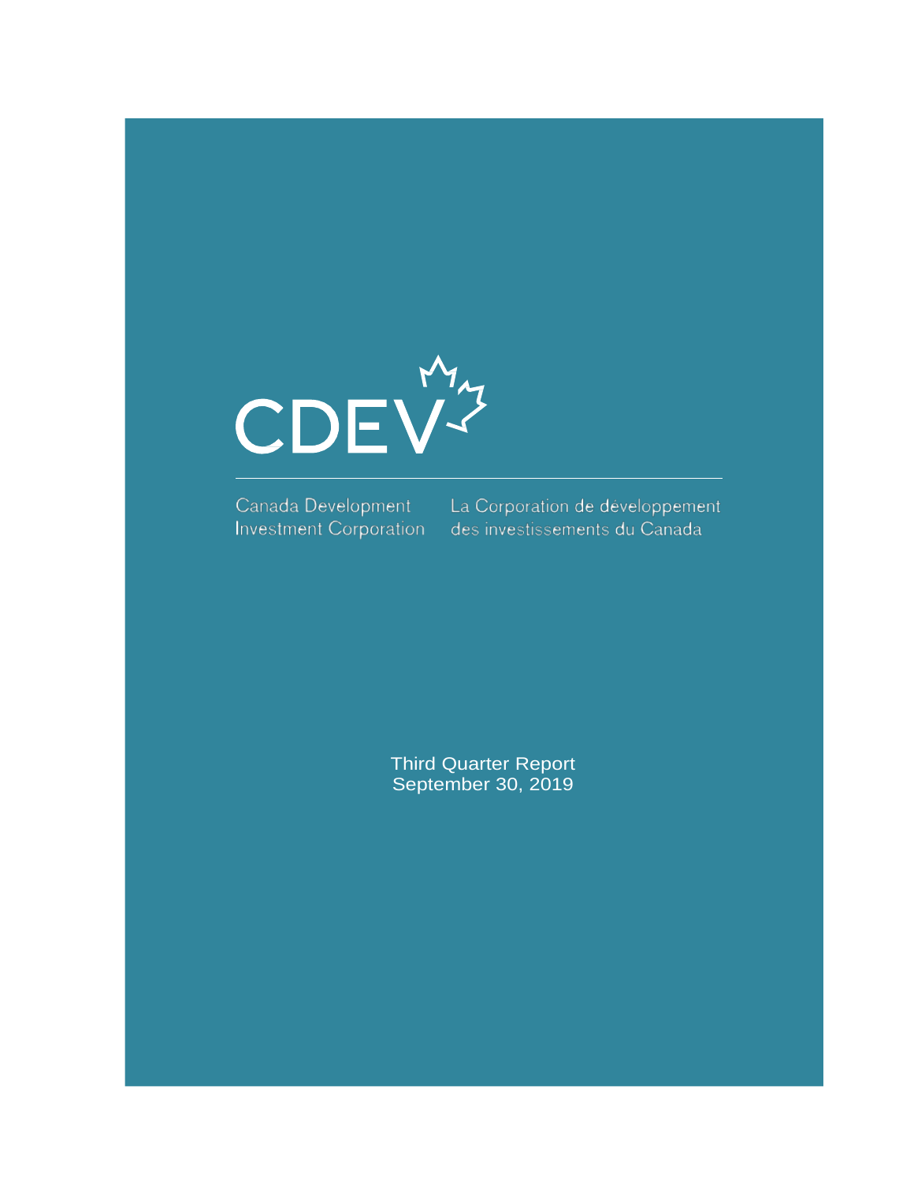# CDEV

Canada Development Investment Corporation

La Corporation de développement des investissements du Canada

Third Quarter Report
September 30, 2019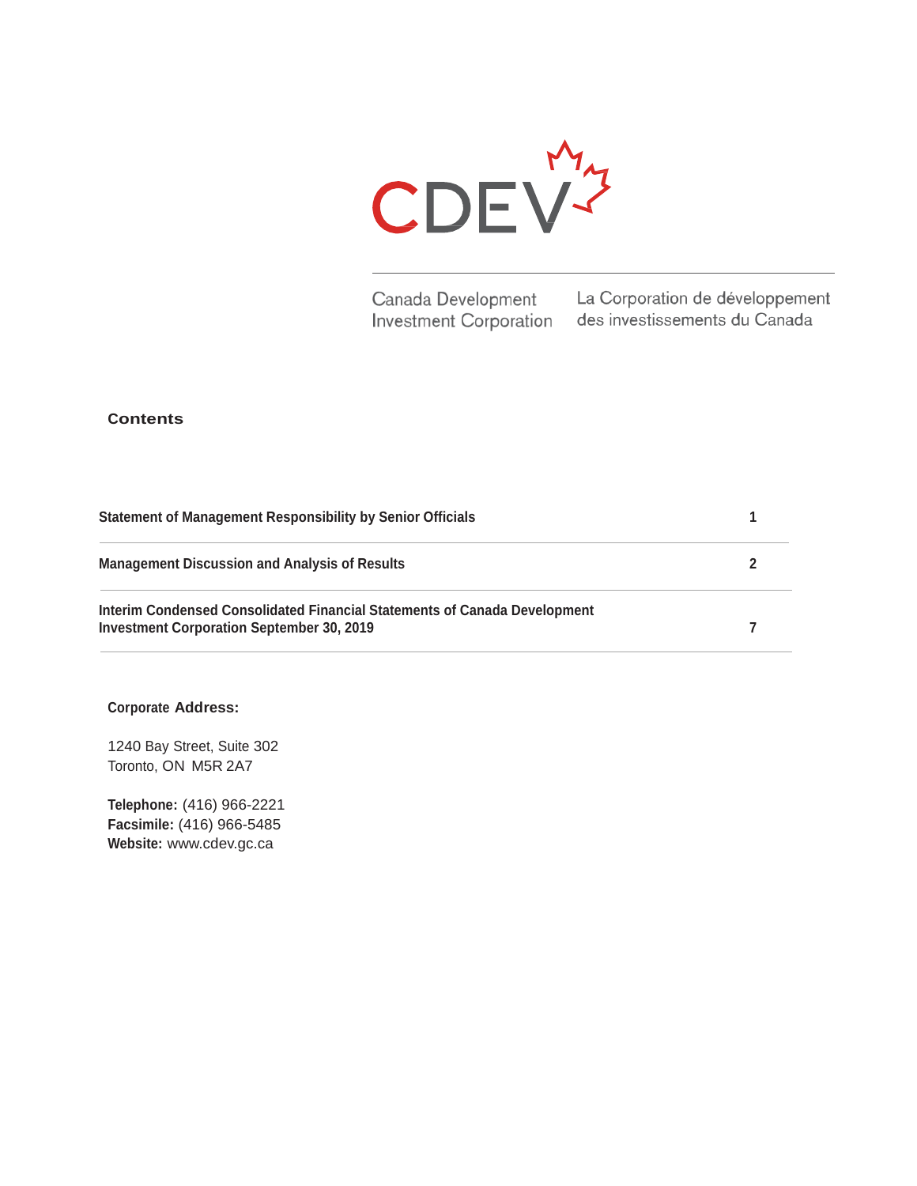CDEV

Canada Development Investment Corporation

La Corporation de développement des investissements du Canada

## Contents

| | |
|---|---|
| **Statement of Management Responsibility by Senior Officials** | **1** |
| **Management Discussion and Analysis of Results** | **2** |
| **Interim Condensed Consolidated Financial Statements of Canada Development Investment Corporation September 30, 2019** | **7** |

**Corporate Address:**

1240 Bay Street, Suite 302
Toronto, ON M5R 2A7

**Telephone:** (416) 966-2221
**Facsimile:** (416) 966-5485
**Website:** www.cdev.gc.ca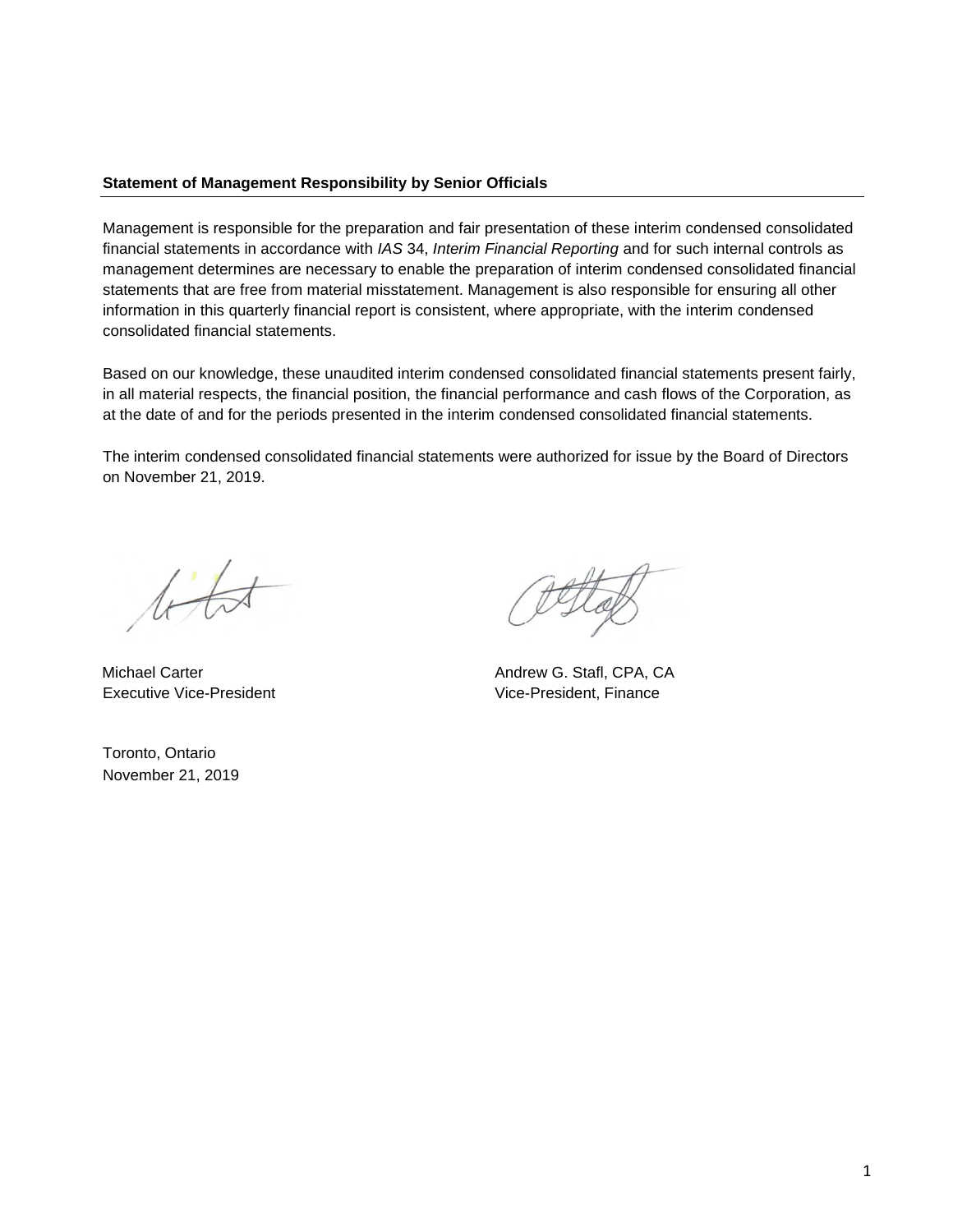**Statement of Management Responsibility by Senior Officials**

Management is responsible for the preparation and fair presentation of these interim condensed consolidated financial statements in accordance with *IAS* 34, *Interim Financial Reporting* and for such internal controls as management determines are necessary to enable the preparation of interim condensed consolidated financial statements that are free from material misstatement. Management is also responsible for ensuring all other information in this quarterly financial report is consistent, where appropriate, with the interim condensed consolidated financial statements.

Based on our knowledge, these unaudited interim condensed consolidated financial statements present fairly, in all material respects, the financial position, the financial performance and cash flows of the Corporation, as at the date of and for the periods presented in the interim condensed consolidated financial statements.

The interim condensed consolidated financial statements were authorized for issue by the Board of Directors on November 21, 2019.

Michael Carter
Executive Vice-President

Andrew G. Stafl, CPA, CA
Vice-President, Finance

Toronto, Ontario
November 21, 2019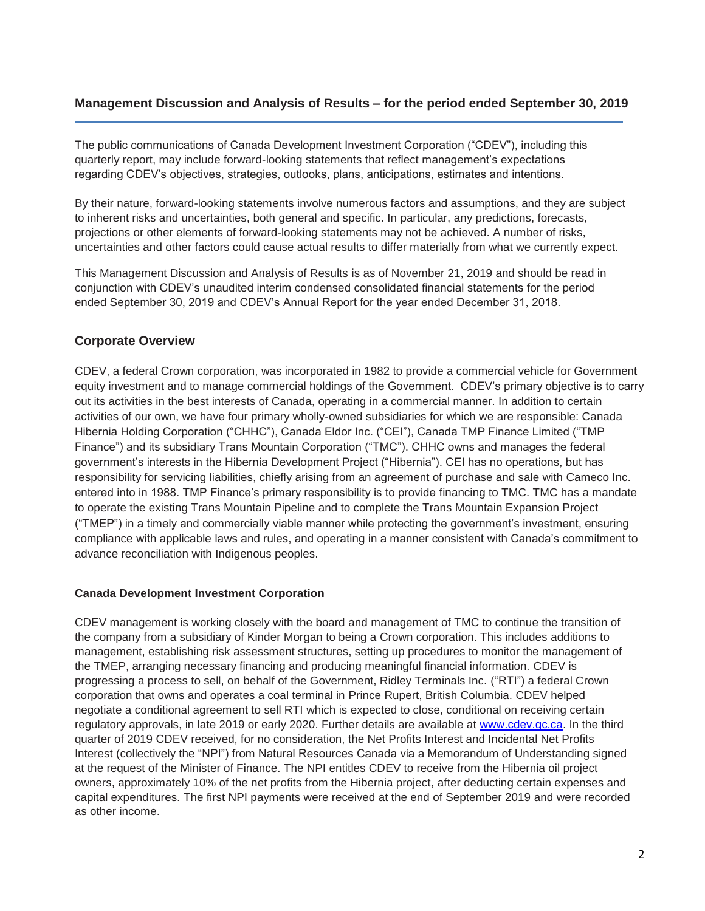## Management Discussion and Analysis of Results – for the period ended September 30, 2019

The public communications of Canada Development Investment Corporation ("CDEV"), including this quarterly report, may include forward-looking statements that reflect management's expectations regarding CDEV's objectives, strategies, outlooks, plans, anticipations, estimates and intentions.

By their nature, forward-looking statements involve numerous factors and assumptions, and they are subject to inherent risks and uncertainties, both general and specific. In particular, any predictions, forecasts, projections or other elements of forward-looking statements may not be achieved. A number of risks, uncertainties and other factors could cause actual results to differ materially from what we currently expect.

This Management Discussion and Analysis of Results is as of November 21, 2019 and should be read in conjunction with CDEV's unaudited interim condensed consolidated financial statements for the period ended September 30, 2019 and CDEV's Annual Report for the year ended December 31, 2018.

### Corporate Overview

CDEV, a federal Crown corporation, was incorporated in 1982 to provide a commercial vehicle for Government equity investment and to manage commercial holdings of the Government. CDEV's primary objective is to carry out its activities in the best interests of Canada, operating in a commercial manner. In addition to certain activities of our own, we have four primary wholly-owned subsidiaries for which we are responsible: Canada Hibernia Holding Corporation ("CHHC"), Canada Eldor Inc. ("CEI"), Canada TMP Finance Limited ("TMP Finance") and its subsidiary Trans Mountain Corporation ("TMC"). CHHC owns and manages the federal government's interests in the Hibernia Development Project ("Hibernia"). CEI has no operations, but has responsibility for servicing liabilities, chiefly arising from an agreement of purchase and sale with Cameco Inc. entered into in 1988. TMP Finance's primary responsibility is to provide financing to TMC. TMC has a mandate to operate the existing Trans Mountain Pipeline and to complete the Trans Mountain Expansion Project ("TMEP") in a timely and commercially viable manner while protecting the government's investment, ensuring compliance with applicable laws and rules, and operating in a manner consistent with Canada's commitment to advance reconciliation with Indigenous peoples.

#### Canada Development Investment Corporation

CDEV management is working closely with the board and management of TMC to continue the transition of the company from a subsidiary of Kinder Morgan to being a Crown corporation. This includes additions to management, establishing risk assessment structures, setting up procedures to monitor the management of the TMEP, arranging necessary financing and producing meaningful financial information. CDEV is progressing a process to sell, on behalf of the Government, Ridley Terminals Inc. ("RTI") a federal Crown corporation that owns and operates a coal terminal in Prince Rupert, British Columbia. CDEV helped negotiate a conditional agreement to sell RTI which is expected to close, conditional on receiving certain regulatory approvals, in late 2019 or early 2020. Further details are available at www.cdev.gc.ca. In the third quarter of 2019 CDEV received, for no consideration, the Net Profits Interest and Incidental Net Profits Interest (collectively the "NPI") from Natural Resources Canada via a Memorandum of Understanding signed at the request of the Minister of Finance. The NPI entitles CDEV to receive from the Hibernia oil project owners, approximately 10% of the net profits from the Hibernia project, after deducting certain expenses and capital expenditures. The first NPI payments were received at the end of September 2019 and were recorded as other income.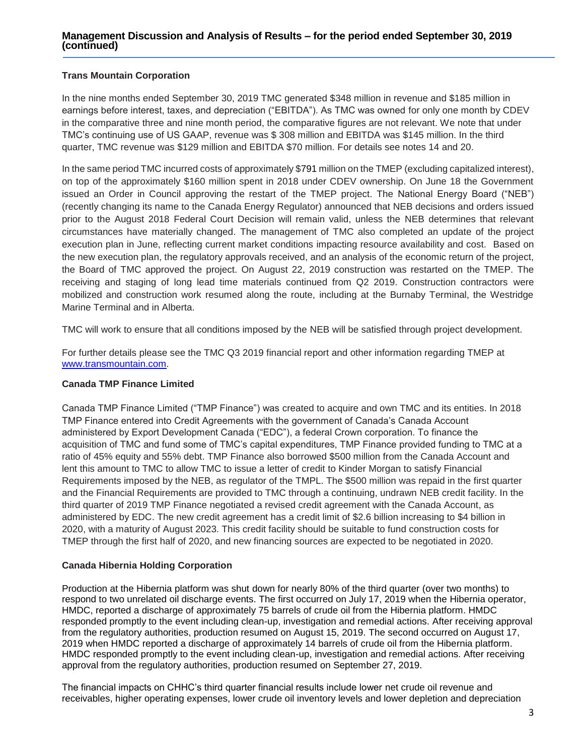### Trans Mountain Corporation

In the nine months ended September 30, 2019 TMC generated $348 million in revenue and $185 million in earnings before interest, taxes, and depreciation ("EBITDA"). As TMC was owned for only one month by CDEV in the comparative three and nine month period, the comparative figures are not relevant. We note that under TMC's continuing use of US GAAP, revenue was $ 308 million and EBITDA was $145 million. In the third quarter, TMC revenue was $129 million and EBITDA $70 million. For details see notes 14 and 20.

In the same period TMC incurred costs of approximately $791 million on the TMEP (excluding capitalized interest), on top of the approximately $160 million spent in 2018 under CDEV ownership. On June 18 the Government issued an Order in Council approving the restart of the TMEP project. The National Energy Board ("NEB") (recently changing its name to the Canada Energy Regulator) announced that NEB decisions and orders issued prior to the August 2018 Federal Court Decision will remain valid, unless the NEB determines that relevant circumstances have materially changed. The management of TMC also completed an update of the project execution plan in June, reflecting current market conditions impacting resource availability and cost. Based on the new execution plan, the regulatory approvals received, and an analysis of the economic return of the project, the Board of TMC approved the project. On August 22, 2019 construction was restarted on the TMEP. The receiving and staging of long lead time materials continued from Q2 2019. Construction contractors were mobilized and construction work resumed along the route, including at the Burnaby Terminal, the Westridge Marine Terminal and in Alberta.

TMC will work to ensure that all conditions imposed by the NEB will be satisfied through project development.

For further details please see the TMC Q3 2019 financial report and other information regarding TMEP at [www.transmountain.com](http://www.transmountain.com).

### Canada TMP Finance Limited

Canada TMP Finance Limited ("TMP Finance") was created to acquire and own TMC and its entities. In 2018 TMP Finance entered into Credit Agreements with the government of Canada's Canada Account administered by Export Development Canada ("EDC"), a federal Crown corporation. To finance the acquisition of TMC and fund some of TMC's capital expenditures, TMP Finance provided funding to TMC at a ratio of 45% equity and 55% debt. TMP Finance also borrowed $500 million from the Canada Account and lent this amount to TMC to allow TMC to issue a letter of credit to Kinder Morgan to satisfy Financial Requirements imposed by the NEB, as regulator of the TMPL. The $500 million was repaid in the first quarter and the Financial Requirements are provided to TMC through a continuing, undrawn NEB credit facility. In the third quarter of 2019 TMP Finance negotiated a revised credit agreement with the Canada Account, as administered by EDC. The new credit agreement has a credit limit of $2.6 billion increasing to $4 billion in 2020, with a maturity of August 2023. This credit facility should be suitable to fund construction costs for TMEP through the first half of 2020, and new financing sources are expected to be negotiated in 2020.

### Canada Hibernia Holding Corporation

Production at the Hibernia platform was shut down for nearly 80% of the third quarter (over two months) to respond to two unrelated oil discharge events. The first occurred on July 17, 2019 when the Hibernia operator, HMDC, reported a discharge of approximately 75 barrels of crude oil from the Hibernia platform. HMDC responded promptly to the event including clean-up, investigation and remedial actions. After receiving approval from the regulatory authorities, production resumed on August 15, 2019. The second occurred on August 17, 2019 when HMDC reported a discharge of approximately 14 barrels of crude oil from the Hibernia platform. HMDC responded promptly to the event including clean-up, investigation and remedial actions. After receiving approval from the regulatory authorities, production resumed on September 27, 2019.

The financial impacts on CHHC's third quarter financial results include lower net crude oil revenue and receivables, higher operating expenses, lower crude oil inventory levels and lower depletion and depreciation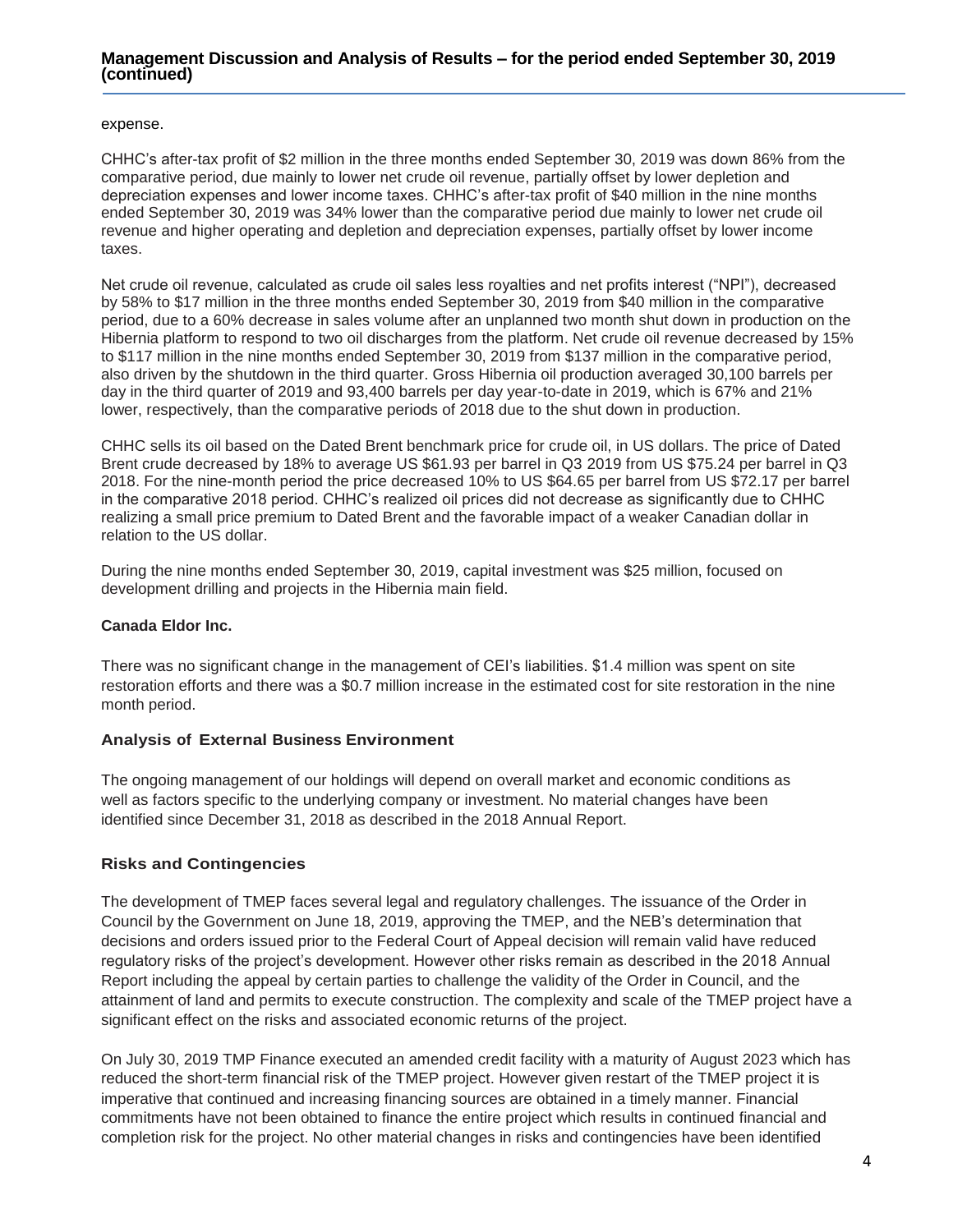expense.

CHHC's after-tax profit of $2 million in the three months ended September 30, 2019 was down 86% from the comparative period, due mainly to lower net crude oil revenue, partially offset by lower depletion and depreciation expenses and lower income taxes. CHHC's after-tax profit of $40 million in the nine months ended September 30, 2019 was 34% lower than the comparative period due mainly to lower net crude oil revenue and higher operating and depletion and depreciation expenses, partially offset by lower income taxes.

Net crude oil revenue, calculated as crude oil sales less royalties and net profits interest ("NPI"), decreased by 58% to $17 million in the three months ended September 30, 2019 from $40 million in the comparative period, due to a 60% decrease in sales volume after an unplanned two month shut down in production on the Hibernia platform to respond to two oil discharges from the platform. Net crude oil revenue decreased by 15% to $117 million in the nine months ended September 30, 2019 from $137 million in the comparative period, also driven by the shutdown in the third quarter. Gross Hibernia oil production averaged 30,100 barrels per day in the third quarter of 2019 and 93,400 barrels per day year-to-date in 2019, which is 67% and 21% lower, respectively, than the comparative periods of 2018 due to the shut down in production.

CHHC sells its oil based on the Dated Brent benchmark price for crude oil, in US dollars. The price of Dated Brent crude decreased by 18% to average US $61.93 per barrel in Q3 2019 from US $75.24 per barrel in Q3 2018. For the nine-month period the price decreased 10% to US $64.65 per barrel from US $72.17 per barrel in the comparative 2018 period. CHHC's realized oil prices did not decrease as significantly due to CHHC realizing a small price premium to Dated Brent and the favorable impact of a weaker Canadian dollar in relation to the US dollar.

During the nine months ended September 30, 2019, capital investment was $25 million, focused on development drilling and projects in the Hibernia main field.

**Canada Eldor Inc.**

There was no significant change in the management of CEI's liabilities. $1.4 million was spent on site restoration efforts and there was a $0.7 million increase in the estimated cost for site restoration in the nine month period.

## Analysis of External Business Environment

The ongoing management of our holdings will depend on overall market and economic conditions as well as factors specific to the underlying company or investment. No material changes have been identified since December 31, 2018 as described in the 2018 Annual Report.

## Risks and Contingencies

The development of TMEP faces several legal and regulatory challenges. The issuance of the Order in Council by the Government on June 18, 2019, approving the TMEP, and the NEB's determination that decisions and orders issued prior to the Federal Court of Appeal decision will remain valid have reduced regulatory risks of the project's development. However other risks remain as described in the 2018 Annual Report including the appeal by certain parties to challenge the validity of the Order in Council, and the attainment of land and permits to execute construction. The complexity and scale of the TMEP project have a significant effect on the risks and associated economic returns of the project.

On July 30, 2019 TMP Finance executed an amended credit facility with a maturity of August 2023 which has reduced the short-term financial risk of the TMEP project. However given restart of the TMEP project it is imperative that continued and increasing financing sources are obtained in a timely manner. Financial commitments have not been obtained to finance the entire project which results in continued financial and completion risk for the project. No other material changes in risks and contingencies have been identified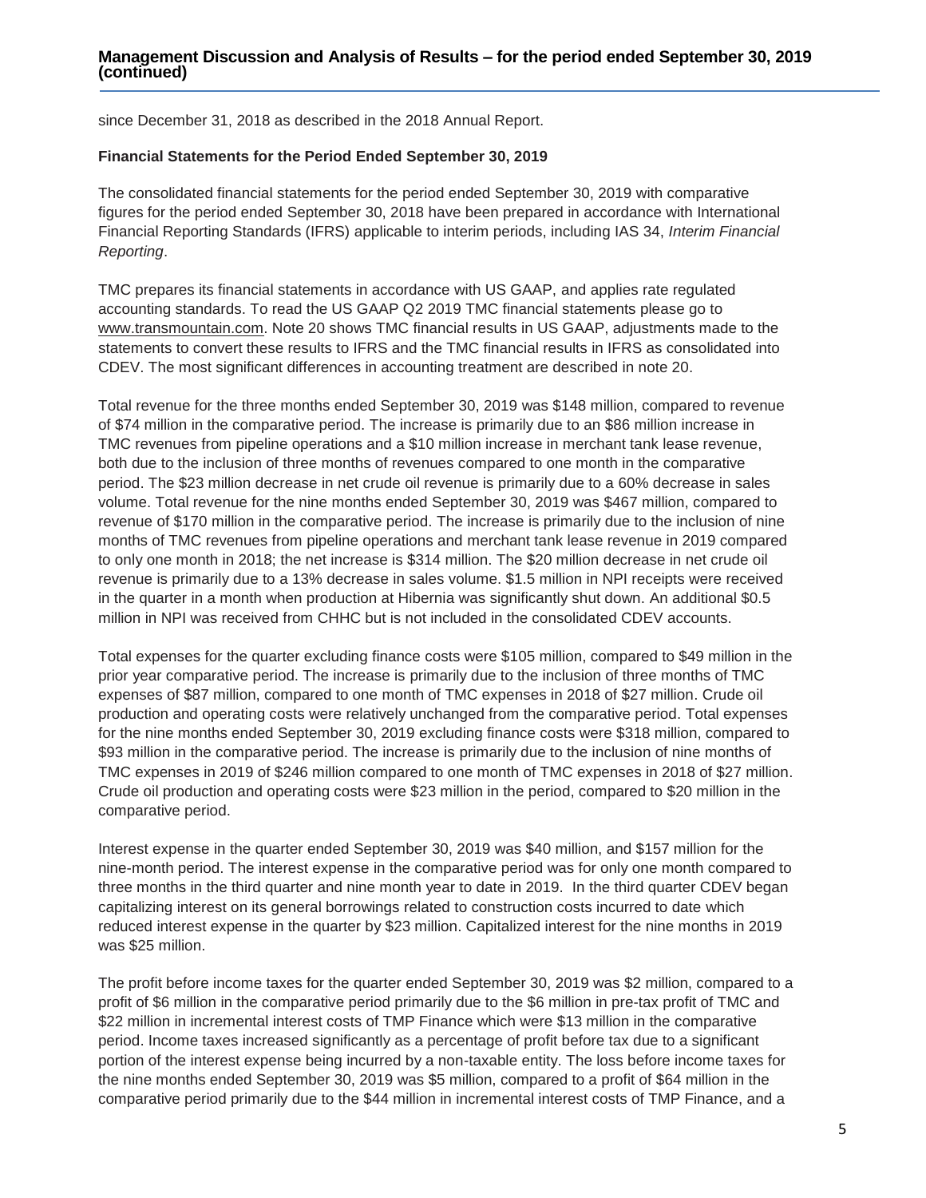since December 31, 2018 as described in the 2018 Annual Report.

**Financial Statements for the Period Ended September 30, 2019**

The consolidated financial statements for the period ended September 30, 2019 with comparative figures for the period ended September 30, 2018 have been prepared in accordance with International Financial Reporting Standards (IFRS) applicable to interim periods, including IAS 34, *Interim Financial Reporting*.

TMC prepares its financial statements in accordance with US GAAP, and applies rate regulated accounting standards. To read the US GAAP Q2 2019 TMC financial statements please go to www.transmountain.com. Note 20 shows TMC financial results in US GAAP, adjustments made to the statements to convert these results to IFRS and the TMC financial results in IFRS as consolidated into CDEV. The most significant differences in accounting treatment are described in note 20.

Total revenue for the three months ended September 30, 2019 was $148 million, compared to revenue of $74 million in the comparative period. The increase is primarily due to an $86 million increase in TMC revenues from pipeline operations and a $10 million increase in merchant tank lease revenue, both due to the inclusion of three months of revenues compared to one month in the comparative period. The $23 million decrease in net crude oil revenue is primarily due to a 60% decrease in sales volume. Total revenue for the nine months ended September 30, 2019 was $467 million, compared to revenue of $170 million in the comparative period. The increase is primarily due to the inclusion of nine months of TMC revenues from pipeline operations and merchant tank lease revenue in 2019 compared to only one month in 2018; the net increase is $314 million. The $20 million decrease in net crude oil revenue is primarily due to a 13% decrease in sales volume. $1.5 million in NPI receipts were received in the quarter in a month when production at Hibernia was significantly shut down. An additional $0.5 million in NPI was received from CHHC but is not included in the consolidated CDEV accounts.

Total expenses for the quarter excluding finance costs were $105 million, compared to $49 million in the prior year comparative period. The increase is primarily due to the inclusion of three months of TMC expenses of $87 million, compared to one month of TMC expenses in 2018 of $27 million. Crude oil production and operating costs were relatively unchanged from the comparative period. Total expenses for the nine months ended September 30, 2019 excluding finance costs were $318 million, compared to $93 million in the comparative period. The increase is primarily due to the inclusion of nine months of TMC expenses in 2019 of $246 million compared to one month of TMC expenses in 2018 of $27 million. Crude oil production and operating costs were $23 million in the period, compared to $20 million in the comparative period.

Interest expense in the quarter ended September 30, 2019 was $40 million, and $157 million for the nine-month period. The interest expense in the comparative period was for only one month compared to three months in the third quarter and nine month year to date in 2019. In the third quarter CDEV began capitalizing interest on its general borrowings related to construction costs incurred to date which reduced interest expense in the quarter by $23 million. Capitalized interest for the nine months in 2019 was $25 million.

The profit before income taxes for the quarter ended September 30, 2019 was $2 million, compared to a profit of $6 million in the comparative period primarily due to the $6 million in pre-tax profit of TMC and $22 million in incremental interest costs of TMP Finance which were $13 million in the comparative period. Income taxes increased significantly as a percentage of profit before tax due to a significant portion of the interest expense being incurred by a non-taxable entity. The loss before income taxes for the nine months ended September 30, 2019 was $5 million, compared to a profit of $64 million in the comparative period primarily due to the $44 million in incremental interest costs of TMP Finance, and a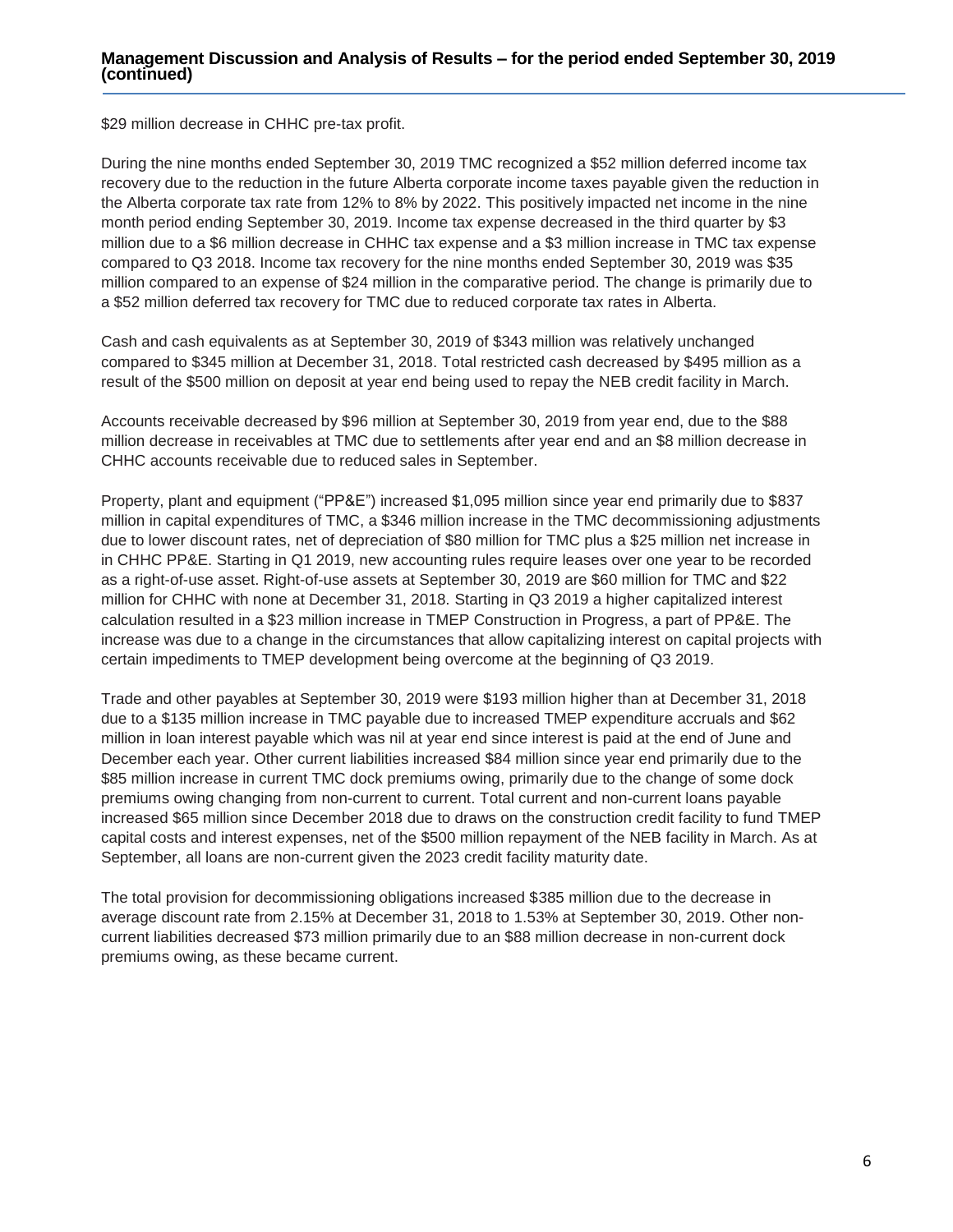$29 million decrease in CHHC pre-tax profit.

During the nine months ended September 30, 2019 TMC recognized a $52 million deferred income tax recovery due to the reduction in the future Alberta corporate income taxes payable given the reduction in the Alberta corporate tax rate from 12% to 8% by 2022. This positively impacted net income in the nine month period ending September 30, 2019. Income tax expense decreased in the third quarter by $3 million due to a $6 million decrease in CHHC tax expense and a $3 million increase in TMC tax expense compared to Q3 2018. Income tax recovery for the nine months ended September 30, 2019 was $35 million compared to an expense of $24 million in the comparative period. The change is primarily due to a $52 million deferred tax recovery for TMC due to reduced corporate tax rates in Alberta.

Cash and cash equivalents as at September 30, 2019 of $343 million was relatively unchanged compared to $345 million at December 31, 2018. Total restricted cash decreased by $495 million as a result of the $500 million on deposit at year end being used to repay the NEB credit facility in March.

Accounts receivable decreased by $96 million at September 30, 2019 from year end, due to the $88 million decrease in receivables at TMC due to settlements after year end and an $8 million decrease in CHHC accounts receivable due to reduced sales in September.

Property, plant and equipment ("PP&E") increased $1,095 million since year end primarily due to $837 million in capital expenditures of TMC, a $346 million increase in the TMC decommissioning adjustments due to lower discount rates, net of depreciation of $80 million for TMC plus a $25 million net increase in in CHHC PP&E. Starting in Q1 2019, new accounting rules require leases over one year to be recorded as a right-of-use asset. Right-of-use assets at September 30, 2019 are $60 million for TMC and $22 million for CHHC with none at December 31, 2018. Starting in Q3 2019 a higher capitalized interest calculation resulted in a $23 million increase in TMEP Construction in Progress, a part of PP&E. The increase was due to a change in the circumstances that allow capitalizing interest on capital projects with certain impediments to TMEP development being overcome at the beginning of Q3 2019.

Trade and other payables at September 30, 2019 were $193 million higher than at December 31, 2018 due to a $135 million increase in TMC payable due to increased TMEP expenditure accruals and $62 million in loan interest payable which was nil at year end since interest is paid at the end of June and December each year. Other current liabilities increased $84 million since year end primarily due to the $85 million increase in current TMC dock premiums owing, primarily due to the change of some dock premiums owing changing from non-current to current. Total current and non-current loans payable increased $65 million since December 2018 due to draws on the construction credit facility to fund TMEP capital costs and interest expenses, net of the $500 million repayment of the NEB facility in March. As at September, all loans are non-current given the 2023 credit facility maturity date.

The total provision for decommissioning obligations increased $385 million due to the decrease in average discount rate from 2.15% at December 31, 2018 to 1.53% at September 30, 2019. Other non-current liabilities decreased $73 million primarily due to an $88 million decrease in non-current dock premiums owing, as these became current.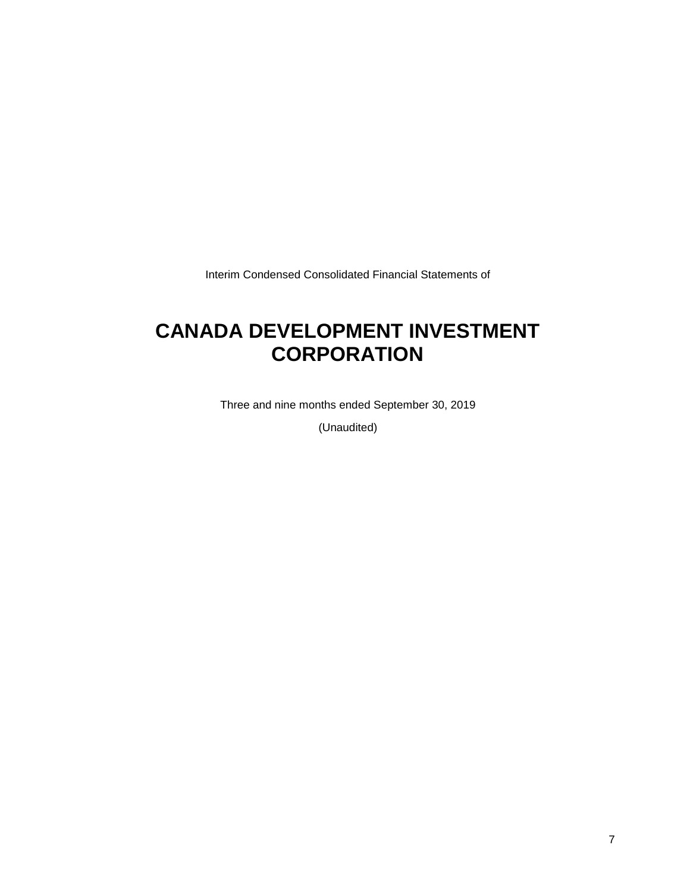Interim Condensed Consolidated Financial Statements of

# CANADA DEVELOPMENT INVESTMENT CORPORATION

Three and nine months ended September 30, 2019

(Unaudited)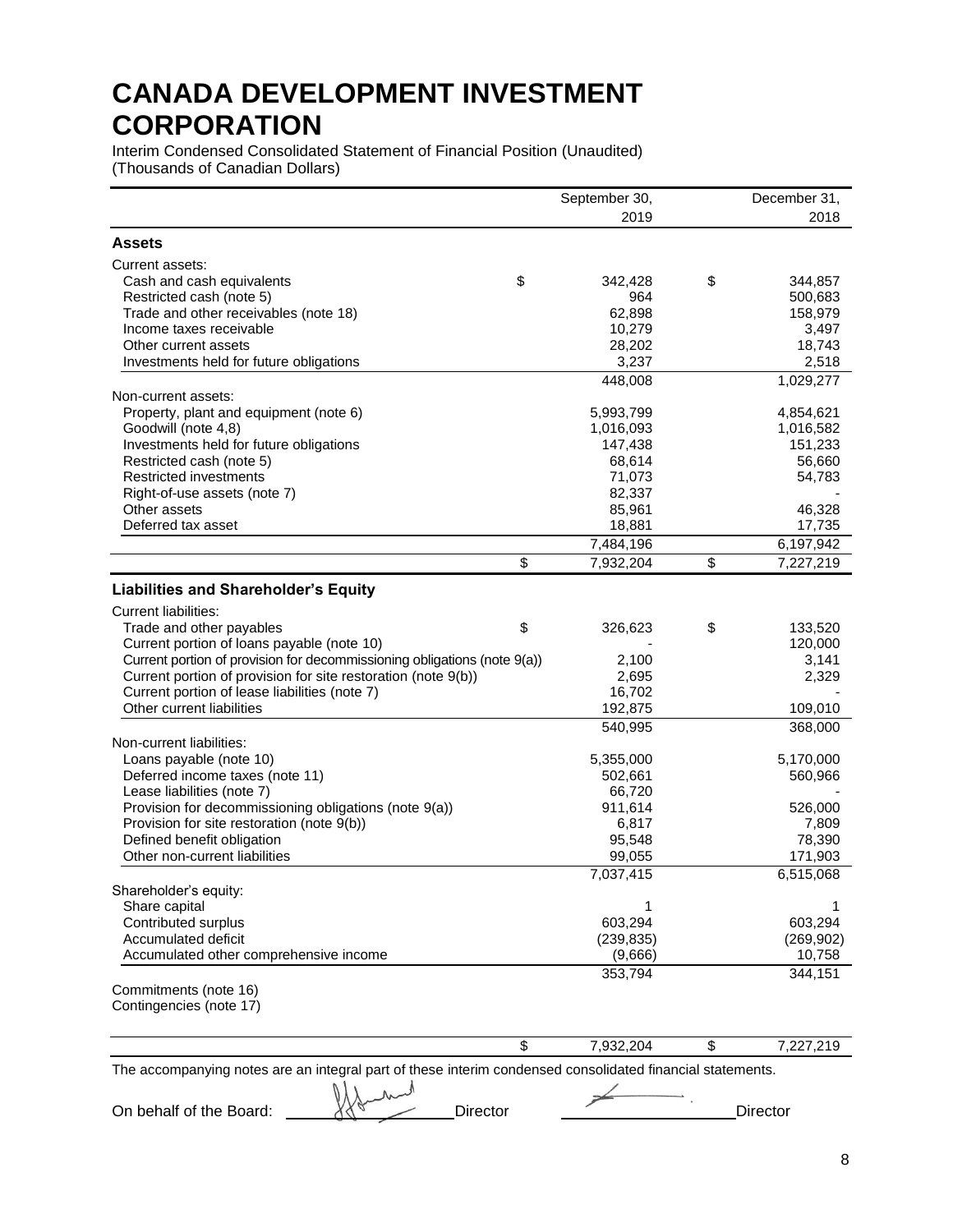# CANADA DEVELOPMENT INVESTMENT CORPORATION

Interim Condensed Consolidated Statement of Financial Position (Unaudited)
(Thousands of Canadian Dollars)

| | September 30, 2019 | December 31, 2018 |
|---|---|---|
| **Assets** | | |
| Current assets: | | |
| Cash and cash equivalents | $ 342,428 | $ 344,857 |
| Restricted cash (note 5) | 964 | 500,683 |
| Trade and other receivables (note 18) | 62,898 | 158,979 |
| Income taxes receivable | 10,279 | 3,497 |
| Other current assets | 28,202 | 18,743 |
| Investments held for future obligations | 3,237 | 2,518 |
| | 448,008 | 1,029,277 |
| Non-current assets: | | |
| Property, plant and equipment (note 6) | 5,993,799 | 4,854,621 |
| Goodwill (note 4,8) | 1,016,093 | 1,016,582 |
| Investments held for future obligations | 147,438 | 151,233 |
| Restricted cash (note 5) | 68,614 | 56,660 |
| Restricted investments | 71,073 | 54,783 |
| Right-of-use assets (note 7) | 82,337 | - |
| Other assets | 85,961 | 46,328 |
| Deferred tax asset | 18,881 | 17,735 |
| | 7,484,196 | 6,197,942 |
| | $ 7,932,204 | $ 7,227,219 |
| **Liabilities and Shareholder's Equity** | | |
| Current liabilities: | | |
| Trade and other payables | $ 326,623 | $ 133,520 |
| Current portion of loans payable (note 10) | - | 120,000 |
| Current portion of provision for decommissioning obligations (note 9(a)) | 2,100 | 3,141 |
| Current portion of provision for site restoration (note 9(b)) | 2,695 | 2,329 |
| Current portion of lease liabilities (note 7) | 16,702 | - |
| Other current liabilities | 192,875 | 109,010 |
| | 540,995 | 368,000 |
| Non-current liabilities: | | |
| Loans payable (note 10) | 5,355,000 | 5,170,000 |
| Deferred income taxes (note 11) | 502,661 | 560,966 |
| Lease liabilities (note 7) | 66,720 | - |
| Provision for decommissioning obligations (note 9(a)) | 911,614 | 526,000 |
| Provision for site restoration (note 9(b)) | 6,817 | 7,809 |
| Defined benefit obligation | 95,548 | 78,390 |
| Other non-current liabilities | 99,055 | 171,903 |
| | 7,037,415 | 6,515,068 |
| Shareholder's equity: | | |
| Share capital | 1 | 1 |
| Contributed surplus | 603,294 | 603,294 |
| Accumulated deficit | (239,835) | (269,902) |
| Accumulated other comprehensive income | (9,666) | 10,758 |
| | 353,794 | 344,151 |
| Commitments (note 16) | | |
| Contingencies (note 17) | | |
| | $ 7,932,204 | $ 7,227,219 |

The accompanying notes are an integral part of these interim condensed consolidated financial statements.

On behalf of the Board: \_\_\_\_\_\_\_\_\_\_ Director \_\_\_\_\_\_\_\_\_\_ Director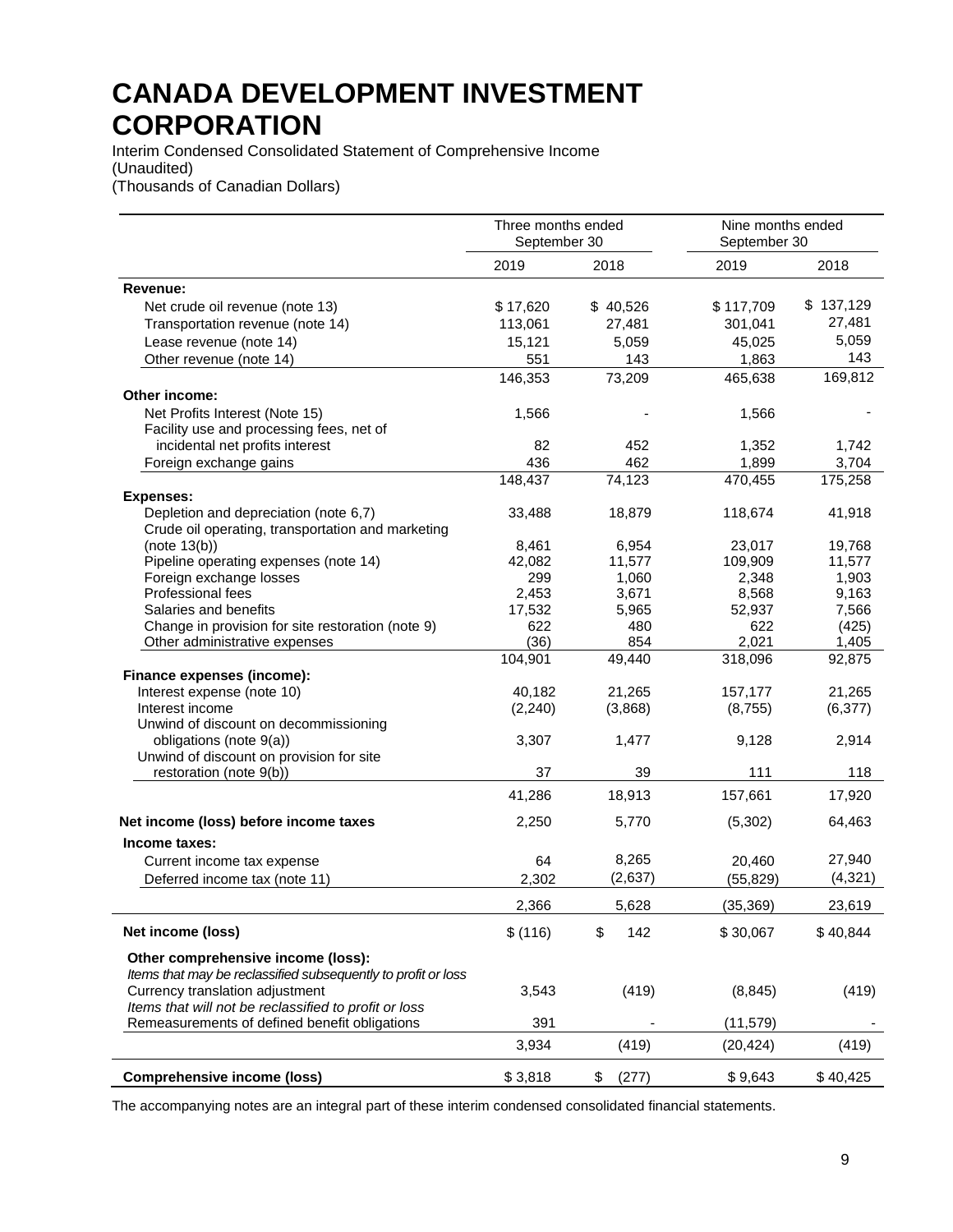# CANADA DEVELOPMENT INVESTMENT CORPORATION

Interim Condensed Consolidated Statement of Comprehensive Income
(Unaudited)
(Thousands of Canadian Dollars)

| | Three months ended September 30 | | Nine months ended September 30 | |
|---|---|---|---|---|
| | 2019 | 2018 | 2019 | 2018 |
| **Revenue:** | | | | |
| Net crude oil revenue (note 13) | $ 17,620 | $ 40,526 | $ 117,709 | $ 137,129 |
| Transportation revenue (note 14) | 113,061 | 27,481 | 301,041 | 27,481 |
| Lease revenue (note 14) | 15,121 | 5,059 | 45,025 | 5,059 |
| Other revenue (note 14) | 551 | 143 | 1,863 | 143 |
| | 146,353 | 73,209 | 465,638 | 169,812 |
| **Other income:** | | | | |
| Net Profits Interest (Note 15) | 1,566 | - | 1,566 | - |
| Facility use and processing fees, net of incidental net profits interest | 82 | 452 | 1,352 | 1,742 |
| Foreign exchange gains | 436 | 462 | 1,899 | 3,704 |
| | 148,437 | 74,123 | 470,455 | 175,258 |
| **Expenses:** | | | | |
| Depletion and depreciation (note 6,7) | 33,488 | 18,879 | 118,674 | 41,918 |
| Crude oil operating, transportation and marketing (note 13(b)) | 8,461 | 6,954 | 23,017 | 19,768 |
| Pipeline operating expenses (note 14) | 42,082 | 11,577 | 109,909 | 11,577 |
| Foreign exchange losses | 299 | 1,060 | 2,348 | 1,903 |
| Professional fees | 2,453 | 3,671 | 8,568 | 9,163 |
| Salaries and benefits | 17,532 | 5,965 | 52,937 | 7,566 |
| Change in provision for site restoration (note 9) | 622 | 480 | 622 | (425) |
| Other administrative expenses | (36) | 854 | 2,021 | 1,405 |
| | 104,901 | 49,440 | 318,096 | 92,875 |
| **Finance expenses (income):** | | | | |
| Interest expense (note 10) | 40,182 | 21,265 | 157,177 | 21,265 |
| Interest income | (2,240) | (3,868) | (8,755) | (6,377) |
| Unwind of discount on decommissioning obligations (note 9(a)) | 3,307 | 1,477 | 9,128 | 2,914 |
| Unwind of discount on provision for site restoration (note 9(b)) | 37 | 39 | 111 | 118 |
| | 41,286 | 18,913 | 157,661 | 17,920 |
| **Net income (loss) before income taxes** | 2,250 | 5,770 | (5,302) | 64,463 |
| **Income taxes:** | | | | |
| Current income tax expense | 64 | 8,265 | 20,460 | 27,940 |
| Deferred income tax (note 11) | 2,302 | (2,637) | (55,829) | (4,321) |
| | 2,366 | 5,628 | (35,369) | 23,619 |
| **Net income (loss)** | $ (116) | $ 142 | $ 30,067 | $ 40,844 |
| **Other comprehensive income (loss):** | | | | |
| *Items that may be reclassified subsequently to profit or loss* | | | | |
| Currency translation adjustment | 3,543 | (419) | (8,845) | (419) |
| *Items that will not be reclassified to profit or loss* | | | | |
| Remeasurements of defined benefit obligations | 391 | - | (11,579) | - |
| | 3,934 | (419) | (20,424) | (419) |
| **Comprehensive income (loss)** | $ 3,818 | $ (277) | $ 9,643 | $ 40,425 |

The accompanying notes are an integral part of these interim condensed consolidated financial statements.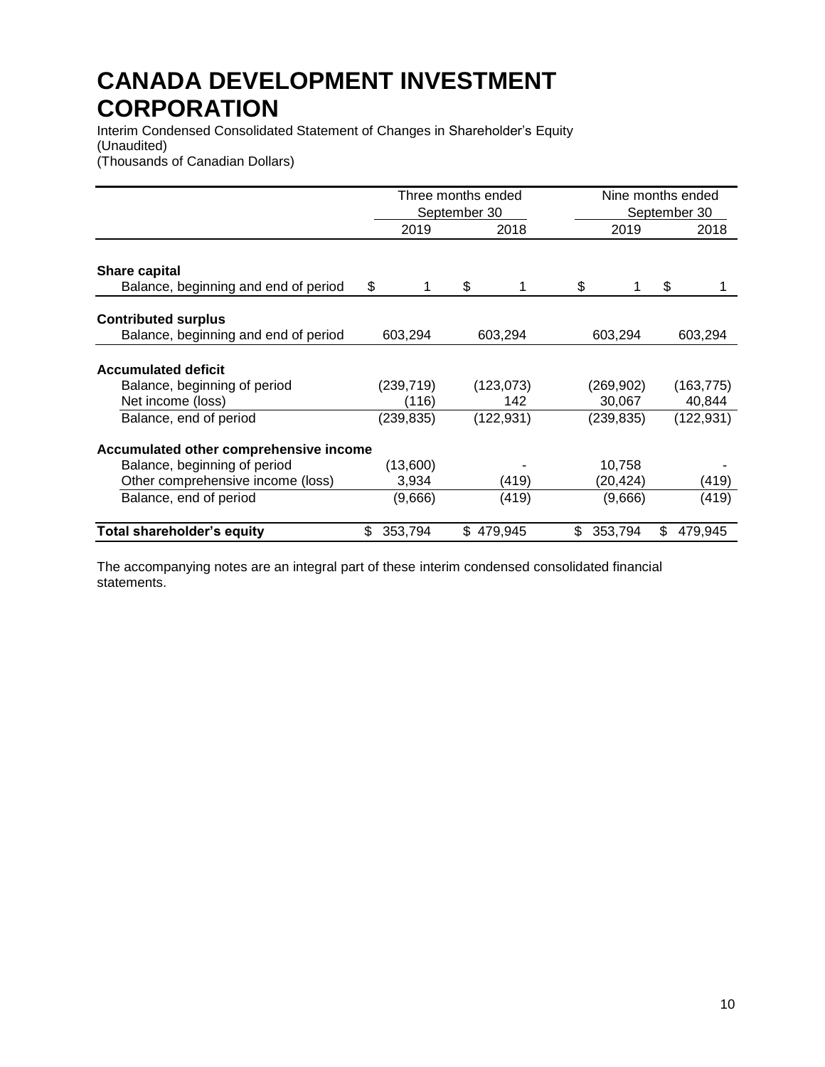# CANADA DEVELOPMENT INVESTMENT CORPORATION

Interim Condensed Consolidated Statement of Changes in Shareholder's Equity
(Unaudited)
(Thousands of Canadian Dollars)

| | Three months ended September 30 | | Nine months ended September 30 | |
|---|---|---|---|---|
| | 2019 | 2018 | 2019 | 2018 |
| **Share capital** | | | | |
| Balance, beginning and end of period | $ 1 | $ 1 | $ 1 | $ 1 |
| **Contributed surplus** | | | | |
| Balance, beginning and end of period | 603,294 | 603,294 | 603,294 | 603,294 |
| **Accumulated deficit** | | | | |
| Balance, beginning of period | (239,719) | (123,073) | (269,902) | (163,775) |
| Net income (loss) | (116) | 142 | 30,067 | 40,844 |
| Balance, end of period | (239,835) | (122,931) | (239,835) | (122,931) |
| **Accumulated other comprehensive income** | | | | |
| Balance, beginning of period | (13,600) | - | 10,758 | - |
| Other comprehensive income (loss) | 3,934 | (419) | (20,424) | (419) |
| Balance, end of period | (9,666) | (419) | (9,666) | (419) |
| **Total shareholder's equity** | $ 353,794 | $ 479,945 | $ 353,794 | $ 479,945 |

The accompanying notes are an integral part of these interim condensed consolidated financial statements.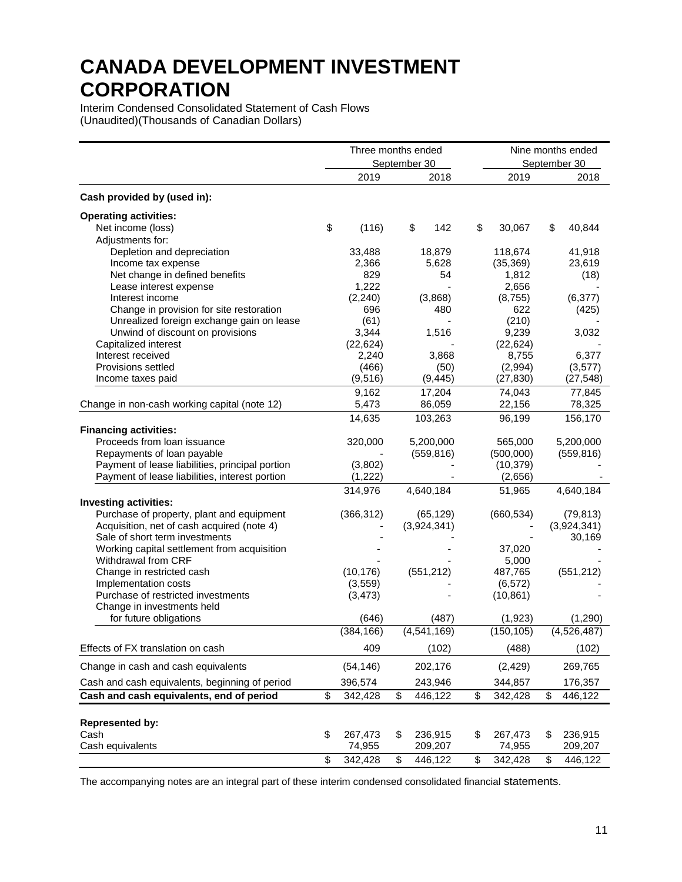# CANADA DEVELOPMENT INVESTMENT CORPORATION

Interim Condensed Consolidated Statement of Cash Flows
(Unaudited)(Thousands of Canadian Dollars)

| | Three months ended September 30 | | Nine months ended September 30 | |
|---|---|---|---|---|
| | 2019 | 2018 | 2019 | 2018 |
| **Cash provided by (used in):** | | | | |
| **Operating activities:** | | | | |
| Net income (loss) | $ (116) | $ 142 | $ 30,067 | $ 40,844 |
| Adjustments for: | | | | |
| Depletion and depreciation | 33,488 | 18,879 | 118,674 | 41,918 |
| Income tax expense | 2,366 | 5,628 | (35,369) | 23,619 |
| Net change in defined benefits | 829 | 54 | 1,812 | (18) |
| Lease interest expense | 1,222 | - | 2,656 | - |
| Interest income | (2,240) | (3,868) | (8,755) | (6,377) |
| Change in provision for site restoration | 696 | 480 | 622 | (425) |
| Unrealized foreign exchange gain on lease | (61) | - | (210) | - |
| Unwind of discount on provisions | 3,344 | 1,516 | 9,239 | 3,032 |
| Capitalized interest | (22,624) | - | (22,624) | - |
| Interest received | 2,240 | 3,868 | 8,755 | 6,377 |
| Provisions settled | (466) | (50) | (2,994) | (3,577) |
| Income taxes paid | (9,516) | (9,445) | (27,830) | (27,548) |
| | 9,162 | 17,204 | 74,043 | 77,845 |
| Change in non-cash working capital (note 12) | 5,473 | 86,059 | 22,156 | 78,325 |
| | 14,635 | 103,263 | 96,199 | 156,170 |
| **Financing activities:** | | | | |
| Proceeds from loan issuance | 320,000 | 5,200,000 | 565,000 | 5,200,000 |
| Repayments of loan payable | - | (559,816) | (500,000) | (559,816) |
| Payment of lease liabilities, principal portion | (3,802) | - | (10,379) | - |
| Payment of lease liabilities, interest portion | (1,222) | - | (2,656) | - |
| | 314,976 | 4,640,184 | 51,965 | 4,640,184 |
| **Investing activities:** | | | | |
| Purchase of property, plant and equipment | (366,312) | (65,129) | (660,534) | (79,813) |
| Acquisition, net of cash acquired (note 4) | - | (3,924,341) | - | (3,924,341) |
| Sale of short term investments | - | - | - | 30,169 |
| Working capital settlement from acquisition | - | - | 37,020 | - |
| Withdrawal from CRF | - | - | 5,000 | - |
| Change in restricted cash | (10,176) | (551,212) | 487,765 | (551,212) |
| Implementation costs | (3,559) | - | (6,572) | - |
| Purchase of restricted investments | (3,473) | - | (10,861) | - |
| Change in investments held for future obligations | (646) | (487) | (1,923) | (1,290) |
| | (384,166) | (4,541,169) | (150,105) | (4,526,487) |
| Effects of FX translation on cash | 409 | (102) | (488) | (102) |
| Change in cash and cash equivalents | (54,146) | 202,176 | (2,429) | 269,765 |
| Cash and cash equivalents, beginning of period | 396,574 | 243,946 | 344,857 | 176,357 |
| **Cash and cash equivalents, end of period** | $ 342,428 | $ 446,122 | $ 342,428 | $ 446,122 |
| **Represented by:** | | | | |
| Cash | $ 267,473 | $ 236,915 | $ 267,473 | $ 236,915 |
| Cash equivalents | 74,955 | 209,207 | 74,955 | 209,207 |
| | $ 342,428 | $ 446,122 | $ 342,428 | $ 446,122 |

The accompanying notes are an integral part of these interim condensed consolidated financial statements.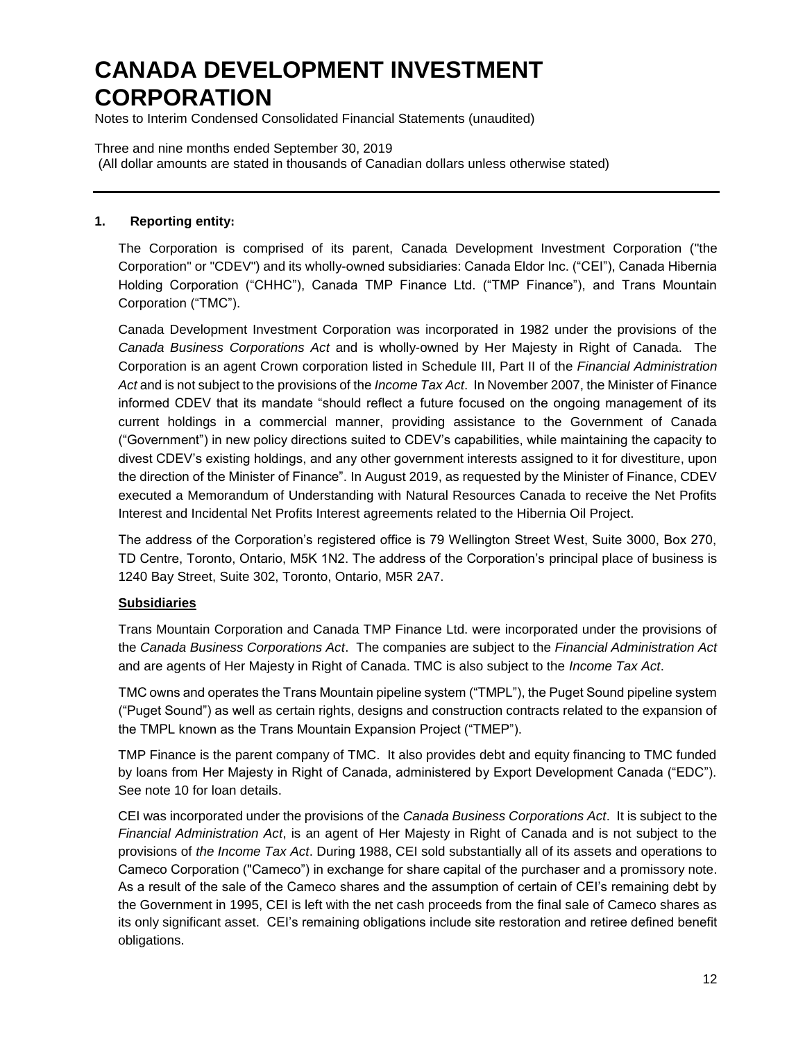# CANADA DEVELOPMENT INVESTMENT CORPORATION

Notes to Interim Condensed Consolidated Financial Statements (unaudited)

Three and nine months ended September 30, 2019
(All dollar amounts are stated in thousands of Canadian dollars unless otherwise stated)

---

### 1. Reporting entity:

The Corporation is comprised of its parent, Canada Development Investment Corporation ("the Corporation" or "CDEV") and its wholly-owned subsidiaries: Canada Eldor Inc. ("CEI"), Canada Hibernia Holding Corporation ("CHHC"), Canada TMP Finance Ltd. ("TMP Finance"), and Trans Mountain Corporation ("TMC").

Canada Development Investment Corporation was incorporated in 1982 under the provisions of the *Canada Business Corporations Act* and is wholly-owned by Her Majesty in Right of Canada. The Corporation is an agent Crown corporation listed in Schedule III, Part II of the *Financial Administration Act* and is not subject to the provisions of the *Income Tax Act*. In November 2007, the Minister of Finance informed CDEV that its mandate "should reflect a future focused on the ongoing management of its current holdings in a commercial manner, providing assistance to the Government of Canada ("Government") in new policy directions suited to CDEV's capabilities, while maintaining the capacity to divest CDEV's existing holdings, and any other government interests assigned to it for divestiture, upon the direction of the Minister of Finance". In August 2019, as requested by the Minister of Finance, CDEV executed a Memorandum of Understanding with Natural Resources Canada to receive the Net Profits Interest and Incidental Net Profits Interest agreements related to the Hibernia Oil Project.

The address of the Corporation's registered office is 79 Wellington Street West, Suite 3000, Box 270, TD Centre, Toronto, Ontario, M5K 1N2. The address of the Corporation's principal place of business is 1240 Bay Street, Suite 302, Toronto, Ontario, M5R 2A7.

**Subsidiaries**

Trans Mountain Corporation and Canada TMP Finance Ltd. were incorporated under the provisions of the *Canada Business Corporations Act*. The companies are subject to the *Financial Administration Act* and are agents of Her Majesty in Right of Canada. TMC is also subject to the *Income Tax Act*.

TMC owns and operates the Trans Mountain pipeline system ("TMPL"), the Puget Sound pipeline system ("Puget Sound") as well as certain rights, designs and construction contracts related to the expansion of the TMPL known as the Trans Mountain Expansion Project ("TMEP").

TMP Finance is the parent company of TMC. It also provides debt and equity financing to TMC funded by loans from Her Majesty in Right of Canada, administered by Export Development Canada ("EDC"). See note 10 for loan details.

CEI was incorporated under the provisions of the *Canada Business Corporations Act*. It is subject to the *Financial Administration Act*, is an agent of Her Majesty in Right of Canada and is not subject to the provisions of *the Income Tax Act*. During 1988, CEI sold substantially all of its assets and operations to Cameco Corporation ("Cameco") in exchange for share capital of the purchaser and a promissory note. As a result of the sale of the Cameco shares and the assumption of certain of CEI's remaining debt by the Government in 1995, CEI is left with the net cash proceeds from the final sale of Cameco shares as its only significant asset. CEI's remaining obligations include site restoration and retiree defined benefit obligations.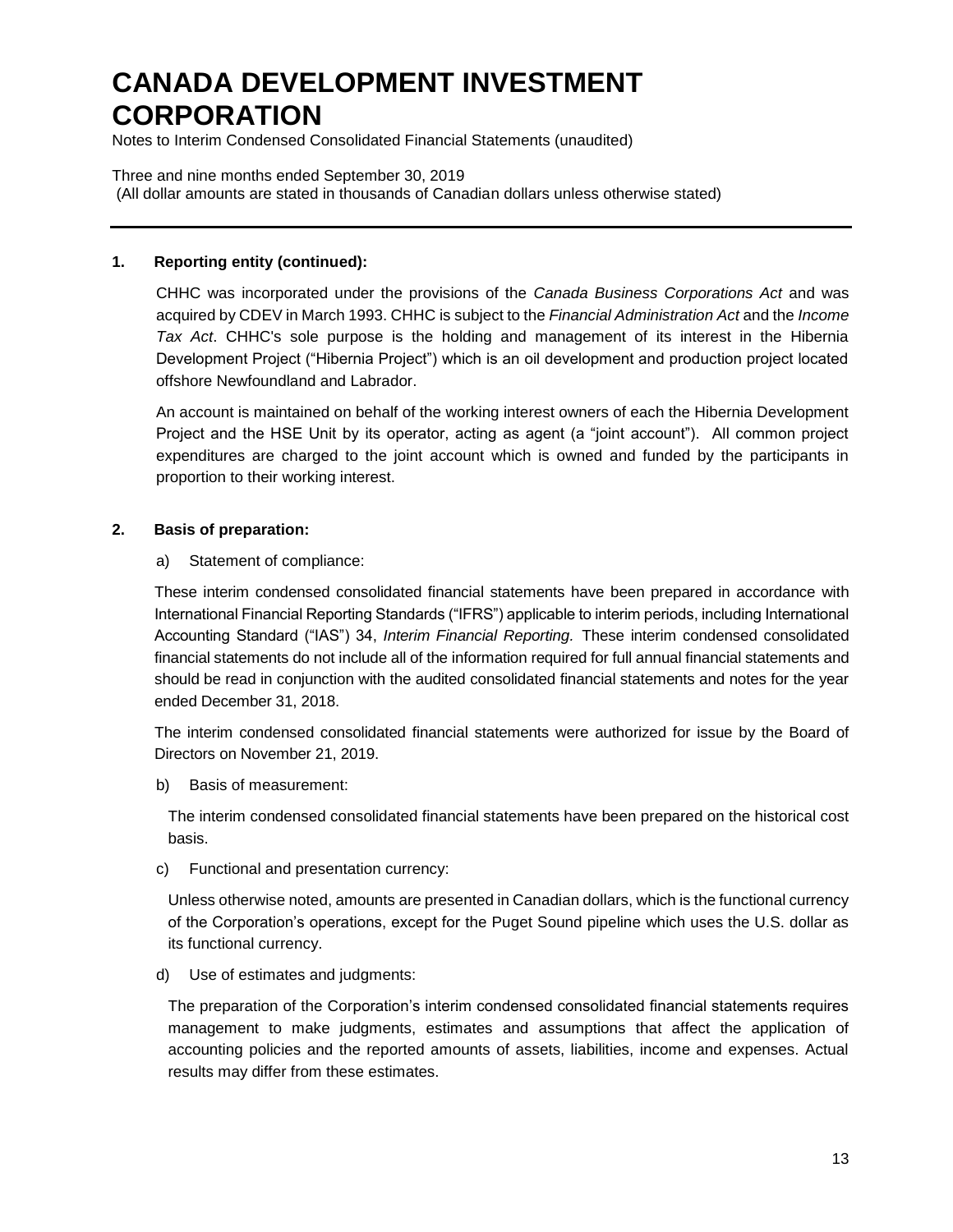# CANADA DEVELOPMENT INVESTMENT CORPORATION

Notes to Interim Condensed Consolidated Financial Statements (unaudited)

Three and nine months ended September 30, 2019
(All dollar amounts are stated in thousands of Canadian dollars unless otherwise stated)

## 1. Reporting entity (continued):

CHHC was incorporated under the provisions of the *Canada Business Corporations Act* and was acquired by CDEV in March 1993. CHHC is subject to the *Financial Administration Act* and the *Income Tax Act*. CHHC's sole purpose is the holding and management of its interest in the Hibernia Development Project ("Hibernia Project") which is an oil development and production project located offshore Newfoundland and Labrador.

An account is maintained on behalf of the working interest owners of each the Hibernia Development Project and the HSE Unit by its operator, acting as agent (a "joint account"). All common project expenditures are charged to the joint account which is owned and funded by the participants in proportion to their working interest.

## 2. Basis of preparation:

a) Statement of compliance:

These interim condensed consolidated financial statements have been prepared in accordance with International Financial Reporting Standards ("IFRS") applicable to interim periods, including International Accounting Standard ("IAS") 34, *Interim Financial Reporting*. These interim condensed consolidated financial statements do not include all of the information required for full annual financial statements and should be read in conjunction with the audited consolidated financial statements and notes for the year ended December 31, 2018.

The interim condensed consolidated financial statements were authorized for issue by the Board of Directors on November 21, 2019.

b) Basis of measurement:

The interim condensed consolidated financial statements have been prepared on the historical cost basis.

c) Functional and presentation currency:

Unless otherwise noted, amounts are presented in Canadian dollars, which is the functional currency of the Corporation's operations, except for the Puget Sound pipeline which uses the U.S. dollar as its functional currency.

d) Use of estimates and judgments:

The preparation of the Corporation's interim condensed consolidated financial statements requires management to make judgments, estimates and assumptions that affect the application of accounting policies and the reported amounts of assets, liabilities, income and expenses. Actual results may differ from these estimates.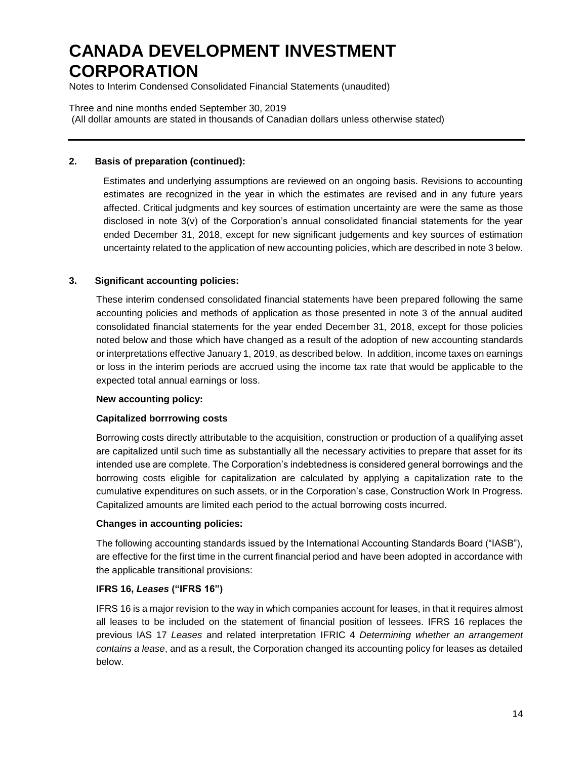## 2. Basis of preparation (continued):

Estimates and underlying assumptions are reviewed on an ongoing basis. Revisions to accounting estimates are recognized in the year in which the estimates are revised and in any future years affected. Critical judgments and key sources of estimation uncertainty are were the same as those disclosed in note 3(v) of the Corporation's annual consolidated financial statements for the year ended December 31, 2018, except for new significant judgements and key sources of estimation uncertainty related to the application of new accounting policies, which are described in note 3 below.

## 3. Significant accounting policies:

These interim condensed consolidated financial statements have been prepared following the same accounting policies and methods of application as those presented in note 3 of the annual audited consolidated financial statements for the year ended December 31, 2018, except for those policies noted below and those which have changed as a result of the adoption of new accounting standards or interpretations effective January 1, 2019, as described below. In addition, income taxes on earnings or loss in the interim periods are accrued using the income tax rate that would be applicable to the expected total annual earnings or loss.

**New accounting policy:**

**Capitalized borrrowing costs**

Borrowing costs directly attributable to the acquisition, construction or production of a qualifying asset are capitalized until such time as substantially all the necessary activities to prepare that asset for its intended use are complete. The Corporation's indebtedness is considered general borrowings and the borrowing costs eligible for capitalization are calculated by applying a capitalization rate to the cumulative expenditures on such assets, or in the Corporation's case, Construction Work In Progress. Capitalized amounts are limited each period to the actual borrowing costs incurred.

**Changes in accounting policies:**

The following accounting standards issued by the International Accounting Standards Board ("IASB"), are effective for the first time in the current financial period and have been adopted in accordance with the applicable transitional provisions:

**IFRS 16, *Leases* ("IFRS 16")**

IFRS 16 is a major revision to the way in which companies account for leases, in that it requires almost all leases to be included on the statement of financial position of lessees. IFRS 16 replaces the previous IAS 17 *Leases* and related interpretation IFRIC 4 *Determining whether an arrangement contains a lease*, and as a result, the Corporation changed its accounting policy for leases as detailed below.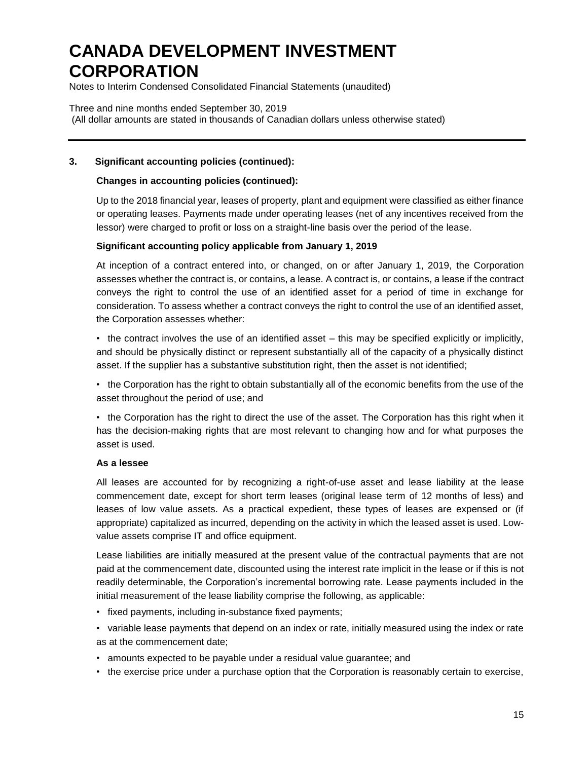### 3. Significant accounting policies (continued):

**Changes in accounting policies (continued):**

Up to the 2018 financial year, leases of property, plant and equipment were classified as either finance or operating leases. Payments made under operating leases (net of any incentives received from the lessor) were charged to profit or loss on a straight-line basis over the period of the lease.

**Significant accounting policy applicable from January 1, 2019**

At inception of a contract entered into, or changed, on or after January 1, 2019, the Corporation assesses whether the contract is, or contains, a lease. A contract is, or contains, a lease if the contract conveys the right to control the use of an identified asset for a period of time in exchange for consideration. To assess whether a contract conveys the right to control the use of an identified asset, the Corporation assesses whether:

- the contract involves the use of an identified asset – this may be specified explicitly or implicitly, and should be physically distinct or represent substantially all of the capacity of a physically distinct asset. If the supplier has a substantive substitution right, then the asset is not identified;
- the Corporation has the right to obtain substantially all of the economic benefits from the use of the asset throughout the period of use; and
- the Corporation has the right to direct the use of the asset. The Corporation has this right when it has the decision-making rights that are most relevant to changing how and for what purposes the asset is used.

**As a lessee**

All leases are accounted for by recognizing a right-of-use asset and lease liability at the lease commencement date, except for short term leases (original lease term of 12 months of less) and leases of low value assets. As a practical expedient, these types of leases are expensed or (if appropriate) capitalized as incurred, depending on the activity in which the leased asset is used. Low-value assets comprise IT and office equipment.

Lease liabilities are initially measured at the present value of the contractual payments that are not paid at the commencement date, discounted using the interest rate implicit in the lease or if this is not readily determinable, the Corporation's incremental borrowing rate. Lease payments included in the initial measurement of the lease liability comprise the following, as applicable:

- fixed payments, including in-substance fixed payments;
- variable lease payments that depend on an index or rate, initially measured using the index or rate as at the commencement date;
- amounts expected to be payable under a residual value guarantee; and
- the exercise price under a purchase option that the Corporation is reasonably certain to exercise,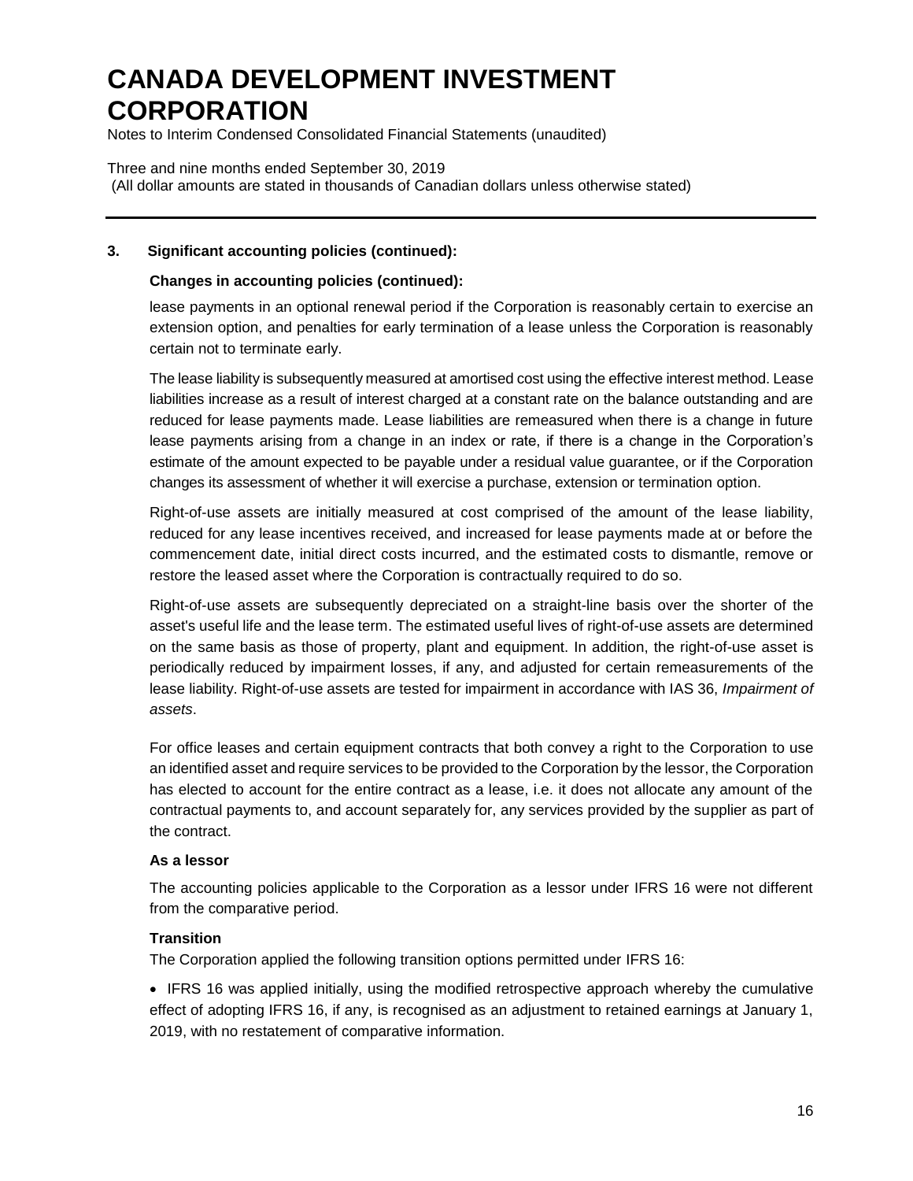### 3. Significant accounting policies (continued):

#### Changes in accounting policies (continued):

lease payments in an optional renewal period if the Corporation is reasonably certain to exercise an extension option, and penalties for early termination of a lease unless the Corporation is reasonably certain not to terminate early.

The lease liability is subsequently measured at amortised cost using the effective interest method. Lease liabilities increase as a result of interest charged at a constant rate on the balance outstanding and are reduced for lease payments made. Lease liabilities are remeasured when there is a change in future lease payments arising from a change in an index or rate, if there is a change in the Corporation's estimate of the amount expected to be payable under a residual value guarantee, or if the Corporation changes its assessment of whether it will exercise a purchase, extension or termination option.

Right-of-use assets are initially measured at cost comprised of the amount of the lease liability, reduced for any lease incentives received, and increased for lease payments made at or before the commencement date, initial direct costs incurred, and the estimated costs to dismantle, remove or restore the leased asset where the Corporation is contractually required to do so.

Right-of-use assets are subsequently depreciated on a straight-line basis over the shorter of the asset's useful life and the lease term. The estimated useful lives of right-of-use assets are determined on the same basis as those of property, plant and equipment. In addition, the right-of-use asset is periodically reduced by impairment losses, if any, and adjusted for certain remeasurements of the lease liability. Right-of-use assets are tested for impairment in accordance with IAS 36, *Impairment of assets*.

For office leases and certain equipment contracts that both convey a right to the Corporation to use an identified asset and require services to be provided to the Corporation by the lessor, the Corporation has elected to account for the entire contract as a lease, i.e. it does not allocate any amount of the contractual payments to, and account separately for, any services provided by the supplier as part of the contract.

**As a lessor**

The accounting policies applicable to the Corporation as a lessor under IFRS 16 were not different from the comparative period.

**Transition**

The Corporation applied the following transition options permitted under IFRS 16:

- IFRS 16 was applied initially, using the modified retrospective approach whereby the cumulative effect of adopting IFRS 16, if any, is recognised as an adjustment to retained earnings at January 1, 2019, with no restatement of comparative information.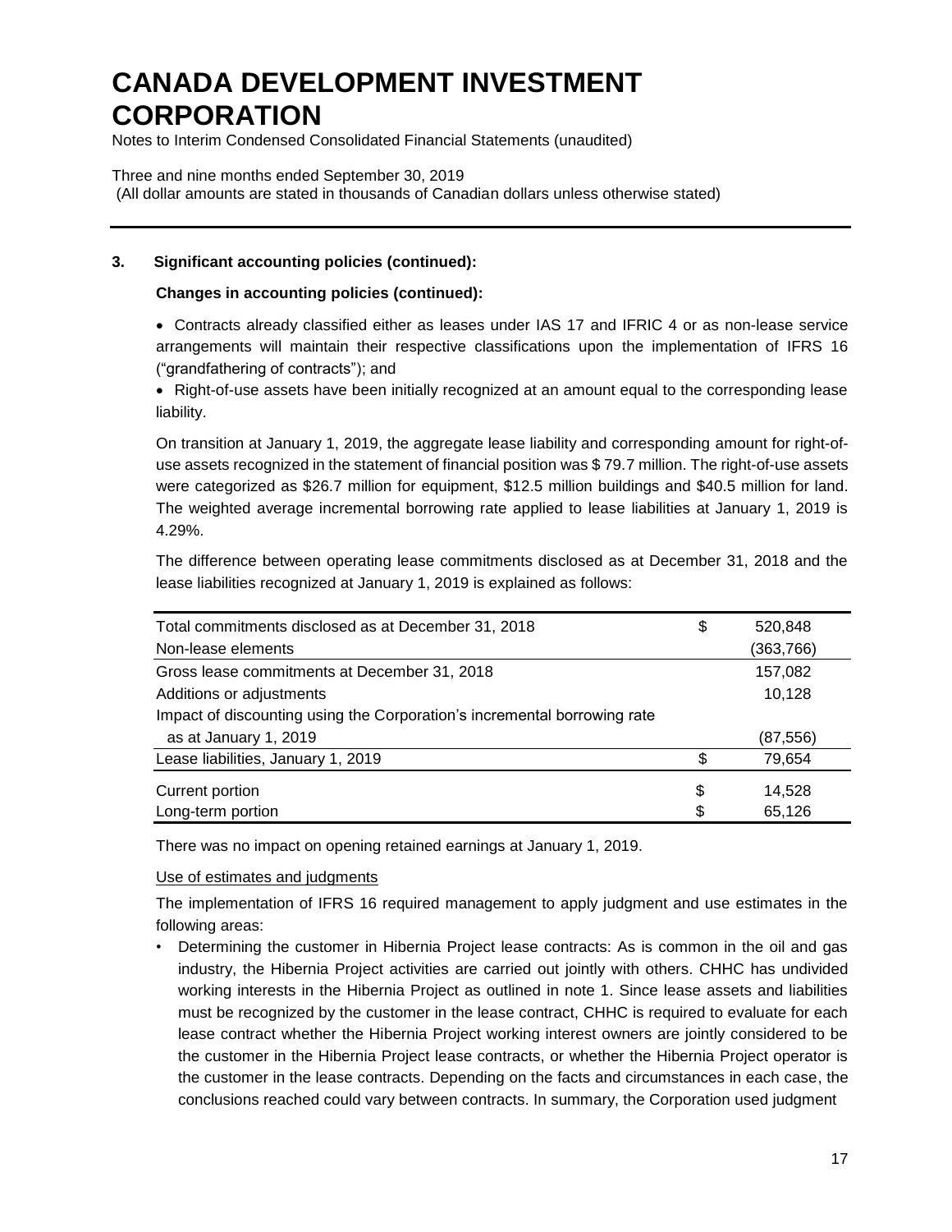# CANADA DEVELOPMENT INVESTMENT CORPORATION

Notes to Interim Condensed Consolidated Financial Statements (unaudited)

Three and nine months ended September 30, 2019
(All dollar amounts are stated in thousands of Canadian dollars unless otherwise stated)

---

**3. Significant accounting policies (continued):**

**Changes in accounting policies (continued):**

- Contracts already classified either as leases under IAS 17 and IFRIC 4 or as non-lease service arrangements will maintain their respective classifications upon the implementation of IFRS 16 ("grandfathering of contracts"); and
- Right-of-use assets have been initially recognized at an amount equal to the corresponding lease liability.

On transition at January 1, 2019, the aggregate lease liability and corresponding amount for right-of-use assets recognized in the statement of financial position was $ 79.7 million. The right-of-use assets were categorized as $26.7 million for equipment, $12.5 million buildings and $40.5 million for land. The weighted average incremental borrowing rate applied to lease liabilities at January 1, 2019 is 4.29%.

The difference between operating lease commitments disclosed as at December 31, 2018 and the lease liabilities recognized at January 1, 2019 is explained as follows:

| | | |
|---|---|---|
| Total commitments disclosed as at December 31, 2018 | $ | 520,848 |
| Non-lease elements | | (363,766) |
| Gross lease commitments at December 31, 2018 | | 157,082 |
| Additions or adjustments | | 10,128 |
| Impact of discounting using the Corporation's incremental borrowing rate as at January 1, 2019 | | (87,556) |
| Lease liabilities, January 1, 2019 | $ | 79,654 |
| Current portion | $ | 14,528 |
| Long-term portion | $ | 65,126 |

There was no impact on opening retained earnings at January 1, 2019.

Use of estimates and judgments

The implementation of IFRS 16 required management to apply judgment and use estimates in the following areas:

- Determining the customer in Hibernia Project lease contracts: As is common in the oil and gas industry, the Hibernia Project activities are carried out jointly with others. CHHC has undivided working interests in the Hibernia Project as outlined in note 1. Since lease assets and liabilities must be recognized by the customer in the lease contract, CHHC is required to evaluate for each lease contract whether the Hibernia Project working interest owners are jointly considered to be the customer in the Hibernia Project lease contracts, or whether the Hibernia Project operator is the customer in the lease contracts. Depending on the facts and circumstances in each case, the conclusions reached could vary between contracts. In summary, the Corporation used judgment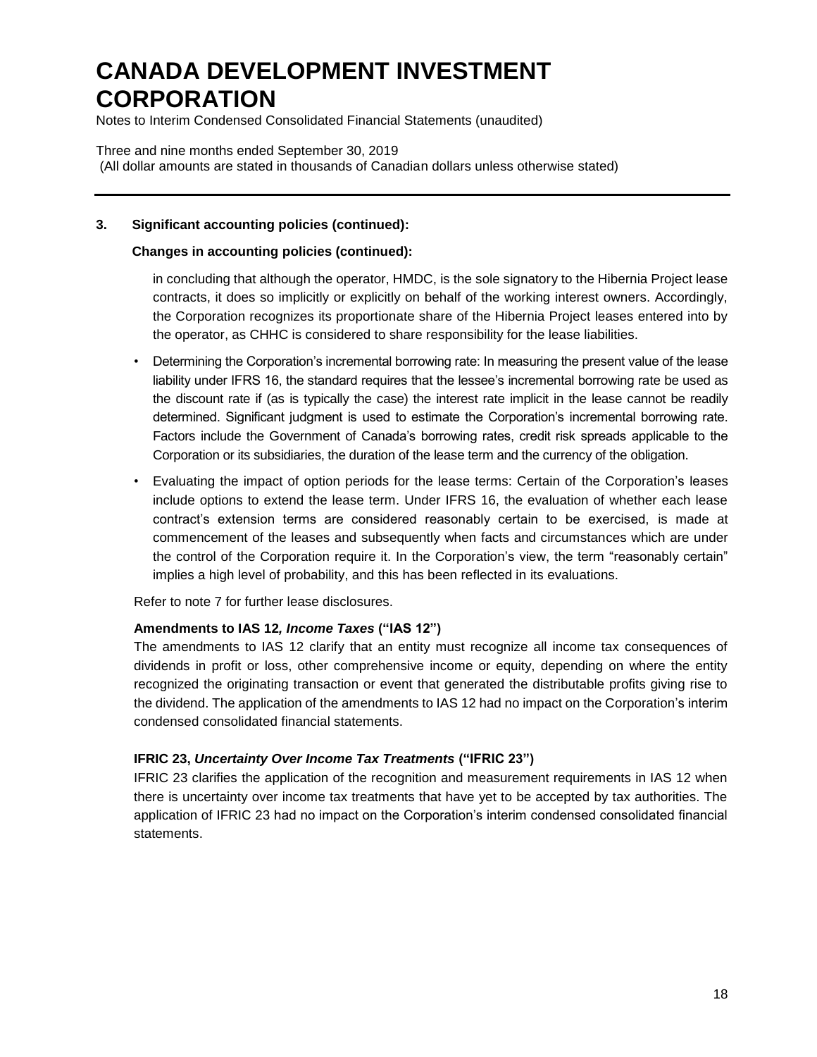### 3. Significant accounting policies (continued):

#### Changes in accounting policies (continued):

in concluding that although the operator, HMDC, is the sole signatory to the Hibernia Project lease contracts, it does so implicitly or explicitly on behalf of the working interest owners. Accordingly, the Corporation recognizes its proportionate share of the Hibernia Project leases entered into by the operator, as CHHC is considered to share responsibility for the lease liabilities.

- Determining the Corporation's incremental borrowing rate: In measuring the present value of the lease liability under IFRS 16, the standard requires that the lessee's incremental borrowing rate be used as the discount rate if (as is typically the case) the interest rate implicit in the lease cannot be readily determined. Significant judgment is used to estimate the Corporation's incremental borrowing rate. Factors include the Government of Canada's borrowing rates, credit risk spreads applicable to the Corporation or its subsidiaries, the duration of the lease term and the currency of the obligation.
- Evaluating the impact of option periods for the lease terms: Certain of the Corporation's leases include options to extend the lease term. Under IFRS 16, the evaluation of whether each lease contract's extension terms are considered reasonably certain to be exercised, is made at commencement of the leases and subsequently when facts and circumstances which are under the control of the Corporation require it. In the Corporation's view, the term "reasonably certain" implies a high level of probability, and this has been reflected in its evaluations.

Refer to note 7 for further lease disclosures.

**Amendments to IAS 12*, Income Taxes* ("IAS 12")**

The amendments to IAS 12 clarify that an entity must recognize all income tax consequences of dividends in profit or loss, other comprehensive income or equity, depending on where the entity recognized the originating transaction or event that generated the distributable profits giving rise to the dividend. The application of the amendments to IAS 12 had no impact on the Corporation's interim condensed consolidated financial statements.

**IFRIC 23, *Uncertainty Over Income Tax Treatments* ("IFRIC 23")**

IFRIC 23 clarifies the application of the recognition and measurement requirements in IAS 12 when there is uncertainty over income tax treatments that have yet to be accepted by tax authorities. The application of IFRIC 23 had no impact on the Corporation's interim condensed consolidated financial statements.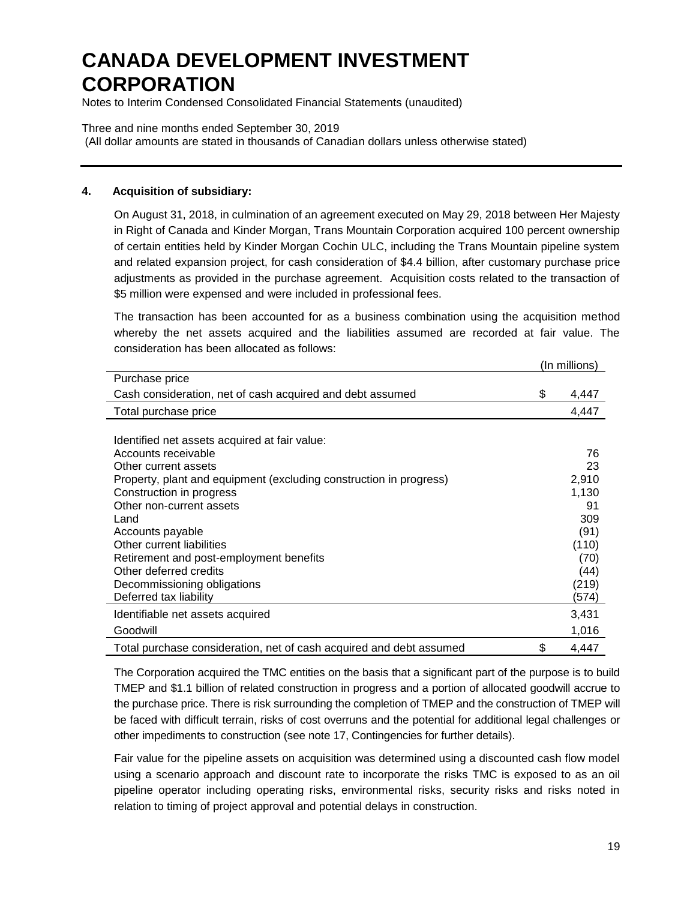# CANADA DEVELOPMENT INVESTMENT CORPORATION

Notes to Interim Condensed Consolidated Financial Statements (unaudited)

Three and nine months ended September 30, 2019
(All dollar amounts are stated in thousands of Canadian dollars unless otherwise stated)

---

**4. Acquisition of subsidiary:**

On August 31, 2018, in culmination of an agreement executed on May 29, 2018 between Her Majesty in Right of Canada and Kinder Morgan, Trans Mountain Corporation acquired 100 percent ownership of certain entities held by Kinder Morgan Cochin ULC, including the Trans Mountain pipeline system and related expansion project, for cash consideration of $4.4 billion, after customary purchase price adjustments as provided in the purchase agreement. Acquisition costs related to the transaction of $5 million were expensed and were included in professional fees.

The transaction has been accounted for as a business combination using the acquisition method whereby the net assets acquired and the liabilities assumed are recorded at fair value. The consideration has been allocated as follows:

| | (In millions) |
|---|---|
| Purchase price | |
| Cash consideration, net of cash acquired and debt assumed | $ 4,447 |
| Total purchase price | 4,447 |
| | |
| Identified net assets acquired at fair value: | |
| Accounts receivable | 76 |
| Other current assets | 23 |
| Property, plant and equipment (excluding construction in progress) | 2,910 |
| Construction in progress | 1,130 |
| Other non-current assets | 91 |
| Land | 309 |
| Accounts payable | (91) |
| Other current liabilities | (110) |
| Retirement and post-employment benefits | (70) |
| Other deferred credits | (44) |
| Decommissioning obligations | (219) |
| Deferred tax liability | (574) |
| Identifiable net assets acquired | 3,431 |
| Goodwill | 1,016 |
| Total purchase consideration, net of cash acquired and debt assumed | $ 4,447 |

The Corporation acquired the TMC entities on the basis that a significant part of the purpose is to build TMEP and $1.1 billion of related construction in progress and a portion of allocated goodwill accrue to the purchase price. There is risk surrounding the completion of TMEP and the construction of TMEP will be faced with difficult terrain, risks of cost overruns and the potential for additional legal challenges or other impediments to construction (see note 17, Contingencies for further details).

Fair value for the pipeline assets on acquisition was determined using a discounted cash flow model using a scenario approach and discount rate to incorporate the risks TMC is exposed to as an oil pipeline operator including operating risks, environmental risks, security risks and risks noted in relation to timing of project approval and potential delays in construction.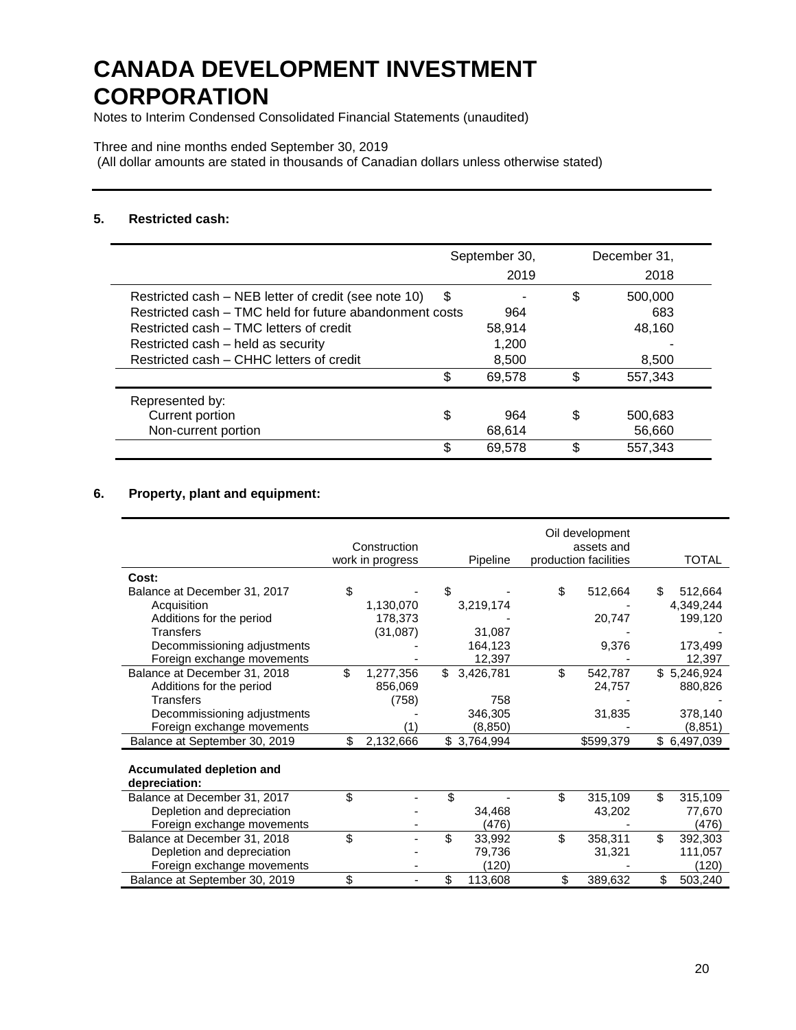# CANADA DEVELOPMENT INVESTMENT CORPORATION

Notes to Interim Condensed Consolidated Financial Statements (unaudited)

Three and nine months ended September 30, 2019
(All dollar amounts are stated in thousands of Canadian dollars unless otherwise stated)

## 5. Restricted cash:

| | September 30, 2019 | December 31, 2018 |
|---|---|---|
| Restricted cash – NEB letter of credit (see note 10) | $ - | $ 500,000 |
| Restricted cash – TMC held for future abandonment costs | 964 | 683 |
| Restricted cash – TMC letters of credit | 58,914 | 48,160 |
| Restricted cash – held as security | 1,200 | - |
| Restricted cash – CHHC letters of credit | 8,500 | 8,500 |
| | $ 69,578 | $ 557,343 |
| Represented by: | | |
| Current portion | $ 964 | $ 500,683 |
| Non-current portion | 68,614 | 56,660 |
| | $ 69,578 | $ 557,343 |

## 6. Property, plant and equipment:

| | Construction work in progress | Pipeline | Oil development assets and production facilities | TOTAL |
|---|---|---|---|---|
| **Cost:** | | | | |
| Balance at December 31, 2017 | $ - | $ - | $ 512,664 | $ 512,664 |
| Acquisition | 1,130,070 | 3,219,174 | - | 4,349,244 |
| Additions for the period | 178,373 | - | 20,747 | 199,120 |
| Transfers | (31,087) | 31,087 | - | - |
| Decommissioning adjustments | - | 164,123 | 9,376 | 173,499 |
| Foreign exchange movements | - | 12,397 | - | 12,397 |
| Balance at December 31, 2018 | $ 1,277,356 | $ 3,426,781 | $ 542,787 | $ 5,246,924 |
| Additions for the period | 856,069 | | 24,757 | 880,826 |
| Transfers | (758) | 758 | - | - |
| Decommissioning adjustments | - | 346,305 | 31,835 | 378,140 |
| Foreign exchange movements | (1) | (8,850) | - | (8,851) |
| Balance at September 30, 2019 | $ 2,132,666 | $ 3,764,994 | $599,379 | $ 6,497,039 |
| **Accumulated depletion and depreciation:** | | | | |
| Balance at December 31, 2017 | $ - | $ - | $ 315,109 | $ 315,109 |
| Depletion and depreciation | - | 34,468 | 43,202 | 77,670 |
| Foreign exchange movements | - | (476) | - | (476) |
| Balance at December 31, 2018 | $ - | $ 33,992 | $ 358,311 | $ 392,303 |
| Depletion and depreciation | - | 79,736 | 31,321 | 111,057 |
| Foreign exchange movements | - | (120) | - | (120) |
| Balance at September 30, 2019 | $ - | $ 113,608 | $ 389,632 | $ 503,240 |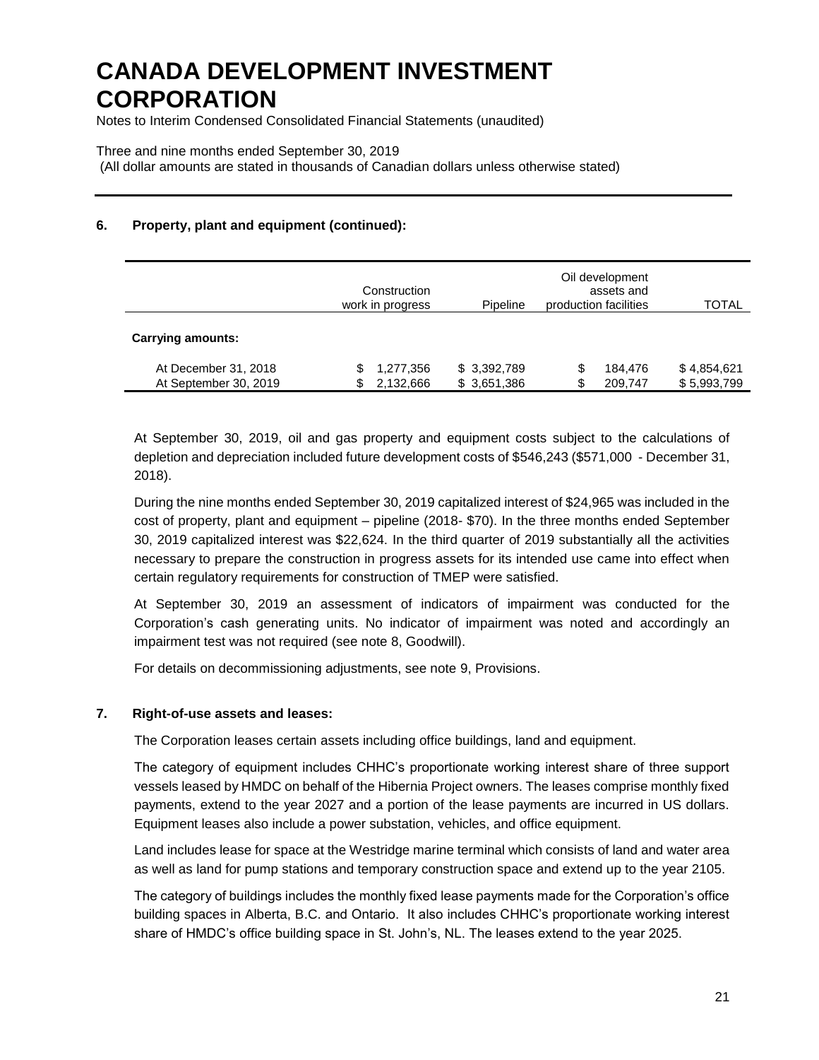# CANADA DEVELOPMENT INVESTMENT CORPORATION

Notes to Interim Condensed Consolidated Financial Statements (unaudited)

Three and nine months ended September 30, 2019
(All dollar amounts are stated in thousands of Canadian dollars unless otherwise stated)

### 6. Property, plant and equipment (continued):

| | Construction work in progress | Pipeline | Oil development assets and production facilities | TOTAL |
|---|---|---|---|---|
| **Carrying amounts:** | | | | |
| At December 31, 2018 | $ 1,277,356 | $ 3,392,789 | $ 184,476 | $ 4,854,621 |
| At September 30, 2019 | $ 2,132,666 | $ 3,651,386 | $ 209,747 | $ 5,993,799 |

At September 30, 2019, oil and gas property and equipment costs subject to the calculations of depletion and depreciation included future development costs of $546,243 ($571,000 - December 31, 2018).

During the nine months ended September 30, 2019 capitalized interest of $24,965 was included in the cost of property, plant and equipment – pipeline (2018- $70). In the three months ended September 30, 2019 capitalized interest was $22,624. In the third quarter of 2019 substantially all the activities necessary to prepare the construction in progress assets for its intended use came into effect when certain regulatory requirements for construction of TMEP were satisfied.

At September 30, 2019 an assessment of indicators of impairment was conducted for the Corporation's cash generating units. No indicator of impairment was noted and accordingly an impairment test was not required (see note 8, Goodwill).

For details on decommissioning adjustments, see note 9, Provisions.

### 7. Right-of-use assets and leases:

The Corporation leases certain assets including office buildings, land and equipment.

The category of equipment includes CHHC's proportionate working interest share of three support vessels leased by HMDC on behalf of the Hibernia Project owners. The leases comprise monthly fixed payments, extend to the year 2027 and a portion of the lease payments are incurred in US dollars. Equipment leases also include a power substation, vehicles, and office equipment.

Land includes lease for space at the Westridge marine terminal which consists of land and water area as well as land for pump stations and temporary construction space and extend up to the year 2105.

The category of buildings includes the monthly fixed lease payments made for the Corporation's office building spaces in Alberta, B.C. and Ontario. It also includes CHHC's proportionate working interest share of HMDC's office building space in St. John's, NL. The leases extend to the year 2025.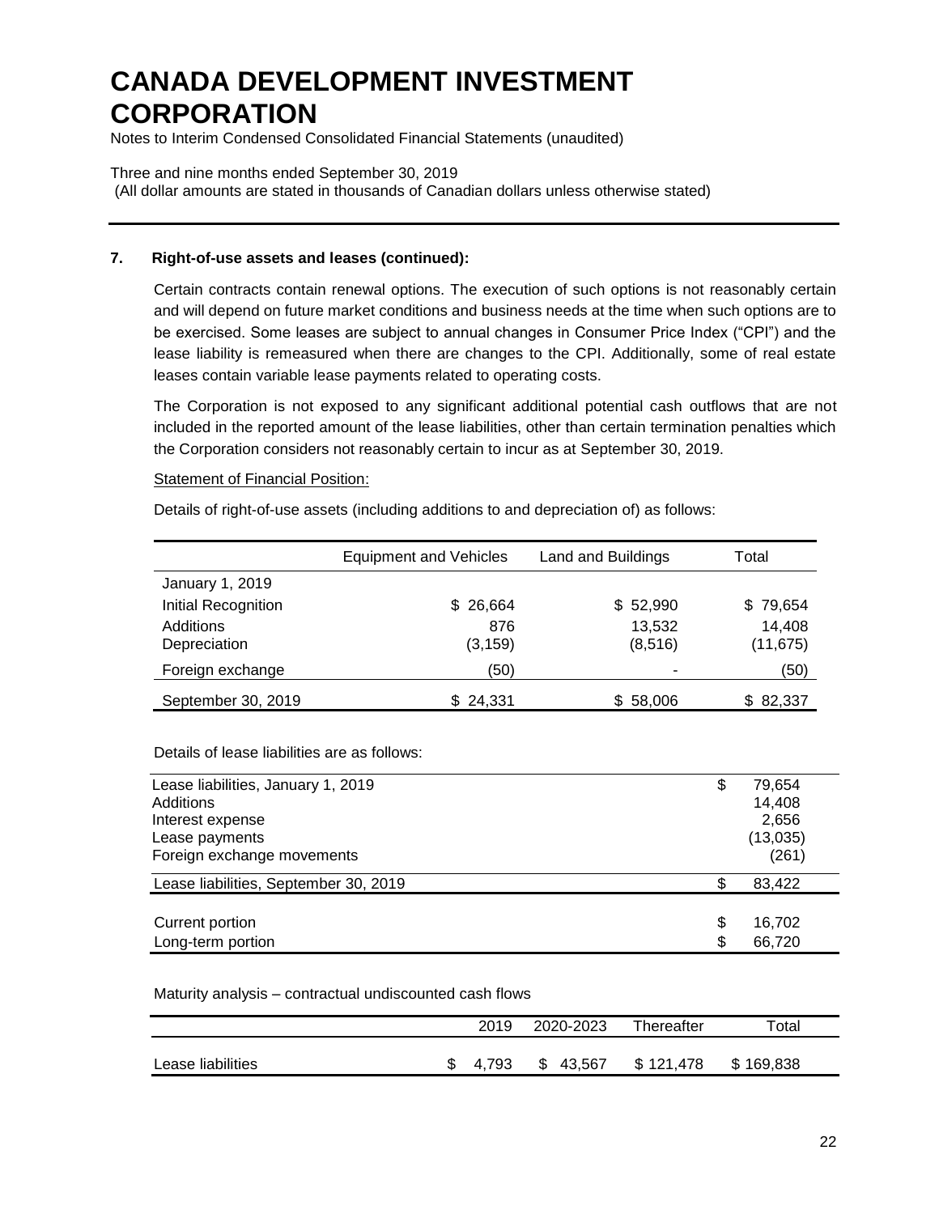# CANADA DEVELOPMENT INVESTMENT CORPORATION

Notes to Interim Condensed Consolidated Financial Statements (unaudited)

Three and nine months ended September 30, 2019
(All dollar amounts are stated in thousands of Canadian dollars unless otherwise stated)

## 7. Right-of-use assets and leases (continued):

Certain contracts contain renewal options. The execution of such options is not reasonably certain and will depend on future market conditions and business needs at the time when such options are to be exercised. Some leases are subject to annual changes in Consumer Price Index ("CPI") and the lease liability is remeasured when there are changes to the CPI. Additionally, some of real estate leases contain variable lease payments related to operating costs.

The Corporation is not exposed to any significant additional potential cash outflows that are not included in the reported amount of the lease liabilities, other than certain termination penalties which the Corporation considers not reasonably certain to incur as at September 30, 2019.

Statement of Financial Position:

Details of right-of-use assets (including additions to and depreciation of) as follows:

| | Equipment and Vehicles | Land and Buildings | Total |
|---|---|---|---|
| January 1, 2019 | | | |
| Initial Recognition | $ 26,664 | $ 52,990 | $ 79,654 |
| Additions | 876 | 13,532 | 14,408 |
| Depreciation | (3,159) | (8,516) | (11,675) |
| Foreign exchange | (50) | - | (50) |
| September 30, 2019 | $ 24,331 | $ 58,006 | $ 82,337 |

Details of lease liabilities are as follows:

| | |
|---|---|
| Lease liabilities, January 1, 2019 | $ 79,654 |
| Additions | 14,408 |
| Interest expense | 2,656 |
| Lease payments | (13,035) |
| Foreign exchange movements | (261) |
| Lease liabilities, September 30, 2019 | $ 83,422 |
| Current portion | $ 16,702 |
| Long-term portion | $ 66,720 |

Maturity analysis – contractual undiscounted cash flows

| | 2019 | 2020-2023 | Thereafter | Total |
|---|---|---|---|---|
| Lease liabilities | $ 4,793 | $ 43,567 | $ 121,478 | $ 169,838 |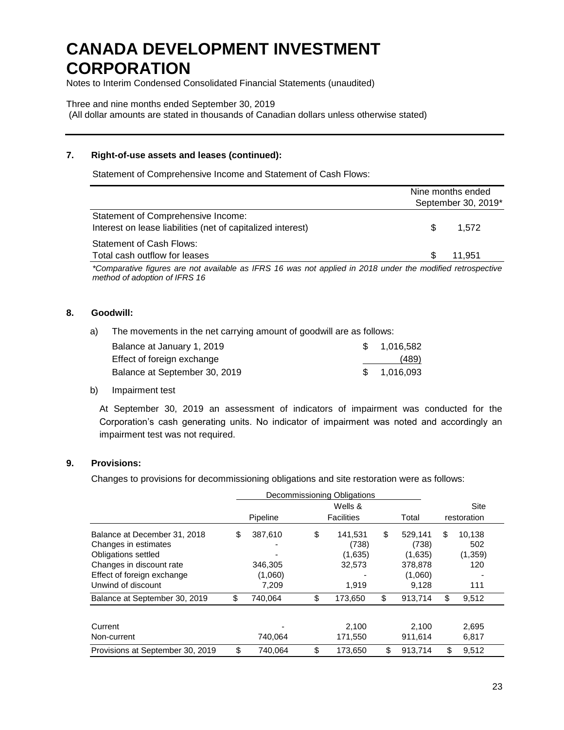### 7. Right-of-use assets and leases (continued):

Statement of Comprehensive Income and Statement of Cash Flows:

| | Nine months ended September 30, 2019* |
|---|---|
| Statement of Comprehensive Income: | |
| Interest on lease liabilities (net of capitalized interest) | $ 1,572 |
| Statement of Cash Flows: | |
| Total cash outflow for leases | $ 11,951 |

*\*Comparative figures are not available as IFRS 16 was not applied in 2018 under the modified retrospective method of adoption of IFRS 16*

### 8. Goodwill:

a) The movements in the net carrying amount of goodwill are as follows:

| | |
|---|---|
| Balance at January 1, 2019 | $ 1,016,582 |
| Effect of foreign exchange | (489) |
| Balance at September 30, 2019 | $ 1,016,093 |

b) Impairment test

At September 30, 2019 an assessment of indicators of impairment was conducted for the Corporation's cash generating units. No indicator of impairment was noted and accordingly an impairment test was not required.

### 9. Provisions:

Changes to provisions for decommissioning obligations and site restoration were as follows:

| | Decommissioning Obligations | | | |
|---|---|---|---|---|
| | Pipeline | Wells & Facilities | Total | Site restoration |
| Balance at December 31, 2018 | $ 387,610 | $ 141,531 | $ 529,141 | $ 10,138 |
| Changes in estimates | - | (738) | (738) | 502 |
| Obligations settled | - | (1,635) | (1,635) | (1,359) |
| Changes in discount rate | 346,305 | 32,573 | 378,878 | 120 |
| Effect of foreign exchange | (1,060) | - | (1,060) | - |
| Unwind of discount | 7,209 | 1,919 | 9,128 | 111 |
| Balance at September 30, 2019 | $ 740,064 | $ 173,650 | $ 913,714 | $ 9,512 |
| | | | | |
| Current | - | 2,100 | 2,100 | 2,695 |
| Non-current | 740,064 | 171,550 | 911,614 | 6,817 |
| Provisions at September 30, 2019 | $ 740,064 | $ 173,650 | $ 913,714 | $ 9,512 |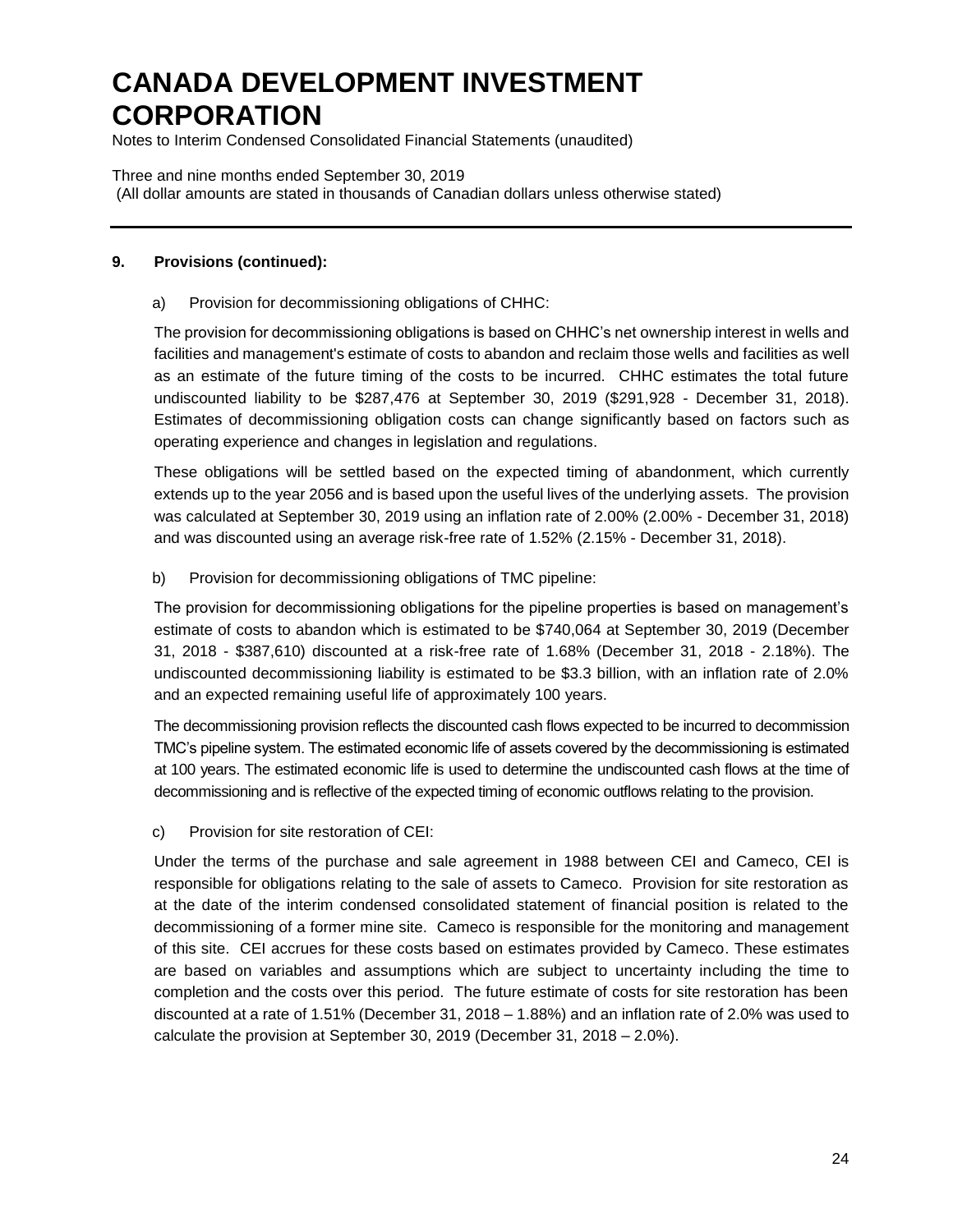# CANADA DEVELOPMENT INVESTMENT CORPORATION

Notes to Interim Condensed Consolidated Financial Statements (unaudited)

Three and nine months ended September 30, 2019
(All dollar amounts are stated in thousands of Canadian dollars unless otherwise stated)

---

**9. Provisions (continued):**

a) Provision for decommissioning obligations of CHHC:

The provision for decommissioning obligations is based on CHHC's net ownership interest in wells and facilities and management's estimate of costs to abandon and reclaim those wells and facilities as well as an estimate of the future timing of the costs to be incurred. CHHC estimates the total future undiscounted liability to be $287,476 at September 30, 2019 ($291,928 - December 31, 2018). Estimates of decommissioning obligation costs can change significantly based on factors such as operating experience and changes in legislation and regulations.

These obligations will be settled based on the expected timing of abandonment, which currently extends up to the year 2056 and is based upon the useful lives of the underlying assets. The provision was calculated at September 30, 2019 using an inflation rate of 2.00% (2.00% - December 31, 2018) and was discounted using an average risk-free rate of 1.52% (2.15% - December 31, 2018).

b) Provision for decommissioning obligations of TMC pipeline:

The provision for decommissioning obligations for the pipeline properties is based on management's estimate of costs to abandon which is estimated to be $740,064 at September 30, 2019 (December 31, 2018 - $387,610) discounted at a risk-free rate of 1.68% (December 31, 2018 - 2.18%). The undiscounted decommissioning liability is estimated to be $3.3 billion, with an inflation rate of 2.0% and an expected remaining useful life of approximately 100 years.

The decommissioning provision reflects the discounted cash flows expected to be incurred to decommission TMC's pipeline system. The estimated economic life of assets covered by the decommissioning is estimated at 100 years. The estimated economic life is used to determine the undiscounted cash flows at the time of decommissioning and is reflective of the expected timing of economic outflows relating to the provision.

c) Provision for site restoration of CEI:

Under the terms of the purchase and sale agreement in 1988 between CEI and Cameco, CEI is responsible for obligations relating to the sale of assets to Cameco. Provision for site restoration as at the date of the interim condensed consolidated statement of financial position is related to the decommissioning of a former mine site. Cameco is responsible for the monitoring and management of this site. CEI accrues for these costs based on estimates provided by Cameco. These estimates are based on variables and assumptions which are subject to uncertainty including the time to completion and the costs over this period. The future estimate of costs for site restoration has been discounted at a rate of 1.51% (December 31, 2018 – 1.88%) and an inflation rate of 2.0% was used to calculate the provision at September 30, 2019 (December 31, 2018 – 2.0%).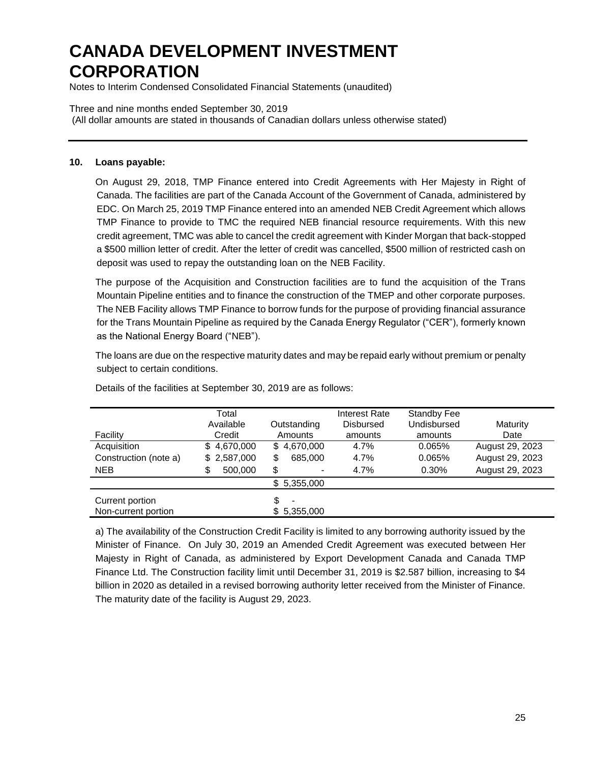# CANADA DEVELOPMENT INVESTMENT CORPORATION

Notes to Interim Condensed Consolidated Financial Statements (unaudited)

Three and nine months ended September 30, 2019
(All dollar amounts are stated in thousands of Canadian dollars unless otherwise stated)

**10. Loans payable:**

On August 29, 2018, TMP Finance entered into Credit Agreements with Her Majesty in Right of Canada. The facilities are part of the Canada Account of the Government of Canada, administered by EDC. On March 25, 2019 TMP Finance entered into an amended NEB Credit Agreement which allows TMP Finance to provide to TMC the required NEB financial resource requirements. With this new credit agreement, TMC was able to cancel the credit agreement with Kinder Morgan that back-stopped a $500 million letter of credit. After the letter of credit was cancelled, $500 million of restricted cash on deposit was used to repay the outstanding loan on the NEB Facility.

The purpose of the Acquisition and Construction facilities are to fund the acquisition of the Trans Mountain Pipeline entities and to finance the construction of the TMEP and other corporate purposes. The NEB Facility allows TMP Finance to borrow funds for the purpose of providing financial assurance for the Trans Mountain Pipeline as required by the Canada Energy Regulator ("CER"), formerly known as the National Energy Board ("NEB").

The loans are due on the respective maturity dates and may be repaid early without premium or penalty subject to certain conditions.

Details of the facilities at September 30, 2019 are as follows:

| Facility | Total Available Credit | Outstanding Amounts | Interest Rate Disbursed amounts | Standby Fee Undisbursed amounts | Maturity Date |
|---|---|---|---|---|---|
| Acquisition | $ 4,670,000 | $ 4,670,000 | 4.7% | 0.065% | August 29, 2023 |
| Construction (note a) | $ 2,587,000 | $ 685,000 | 4.7% | 0.065% | August 29, 2023 |
| NEB | $ 500,000 | $ - | 4.7% | 0.30% | August 29, 2023 |
| | | $ 5,355,000 | | | |
| Current portion | | $ - | | | |
| Non-current portion | | $ 5,355,000 | | | |

a) The availability of the Construction Credit Facility is limited to any borrowing authority issued by the Minister of Finance. On July 30, 2019 an Amended Credit Agreement was executed between Her Majesty in Right of Canada, as administered by Export Development Canada and Canada TMP Finance Ltd. The Construction facility limit until December 31, 2019 is $2.587 billion, increasing to $4 billion in 2020 as detailed in a revised borrowing authority letter received from the Minister of Finance. The maturity date of the facility is August 29, 2023.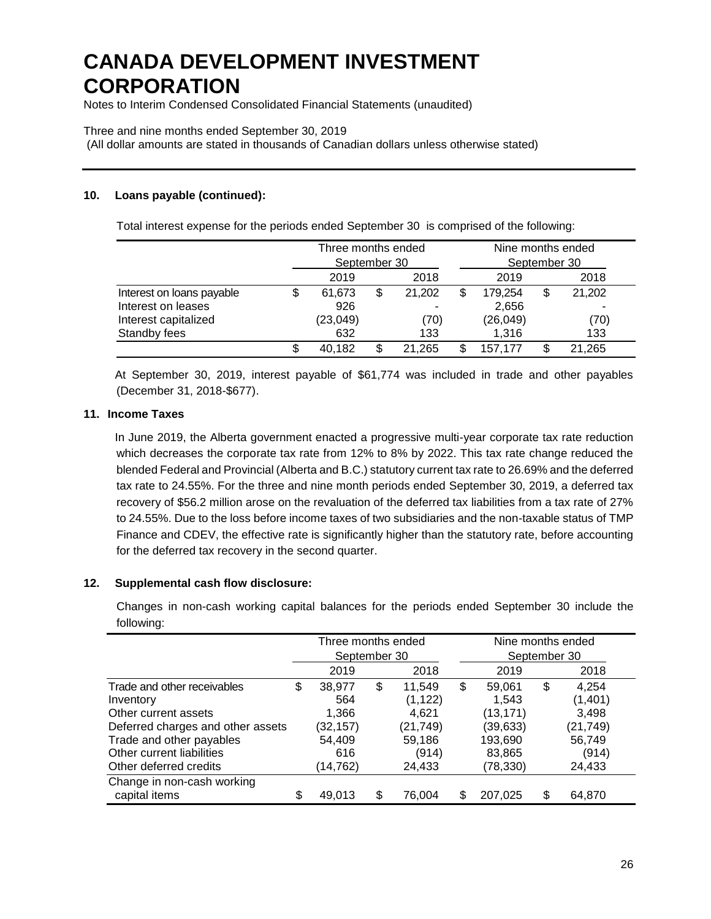# CANADA DEVELOPMENT INVESTMENT CORPORATION

Notes to Interim Condensed Consolidated Financial Statements (unaudited)

Three and nine months ended September 30, 2019
(All dollar amounts are stated in thousands of Canadian dollars unless otherwise stated)

### 10. Loans payable (continued):

Total interest expense for the periods ended September 30 is comprised of the following:

| | Three months ended September 30 | | Nine months ended September 30 | |
|---|---|---|---|---|
| | 2019 | 2018 | 2019 | 2018 |
| Interest on loans payable | $ 61,673 | $ 21,202 | $ 179,254 | $ 21,202 |
| Interest on leases | 926 | - | 2,656 | - |
| Interest capitalized | (23,049) | (70) | (26,049) | (70) |
| Standby fees | 632 | 133 | 1,316 | 133 |
| | $ 40,182 | $ 21,265 | $ 157,177 | $ 21,265 |

At September 30, 2019, interest payable of $61,774 was included in trade and other payables (December 31, 2018-$677).

### 11. Income Taxes

In June 2019, the Alberta government enacted a progressive multi-year corporate tax rate reduction which decreases the corporate tax rate from 12% to 8% by 2022. This tax rate change reduced the blended Federal and Provincial (Alberta and B.C.) statutory current tax rate to 26.69% and the deferred tax rate to 24.55%. For the three and nine month periods ended September 30, 2019, a deferred tax recovery of $56.2 million arose on the revaluation of the deferred tax liabilities from a tax rate of 27% to 24.55%. Due to the loss before income taxes of two subsidiaries and the non-taxable status of TMP Finance and CDEV, the effective rate is significantly higher than the statutory rate, before accounting for the deferred tax recovery in the second quarter.

### 12. Supplemental cash flow disclosure:

Changes in non-cash working capital balances for the periods ended September 30 include the following:

| | Three months ended September 30 | | Nine months ended September 30 | |
|---|---|---|---|---|
| | 2019 | 2018 | 2019 | 2018 |
| Trade and other receivables | $ 38,977 | $ 11,549 | $ 59,061 | $ 4,254 |
| Inventory | 564 | (1,122) | 1,543 | (1,401) |
| Other current assets | 1,366 | 4,621 | (13,171) | 3,498 |
| Deferred charges and other assets | (32,157) | (21,749) | (39,633) | (21,749) |
| Trade and other payables | 54,409 | 59,186 | 193,690 | 56,749 |
| Other current liabilities | 616 | (914) | 83,865 | (914) |
| Other deferred credits | (14,762) | 24,433 | (78,330) | 24,433 |
| Change in non-cash working capital items | $ 49,013 | $ 76,004 | $ 207,025 | $ 64,870 |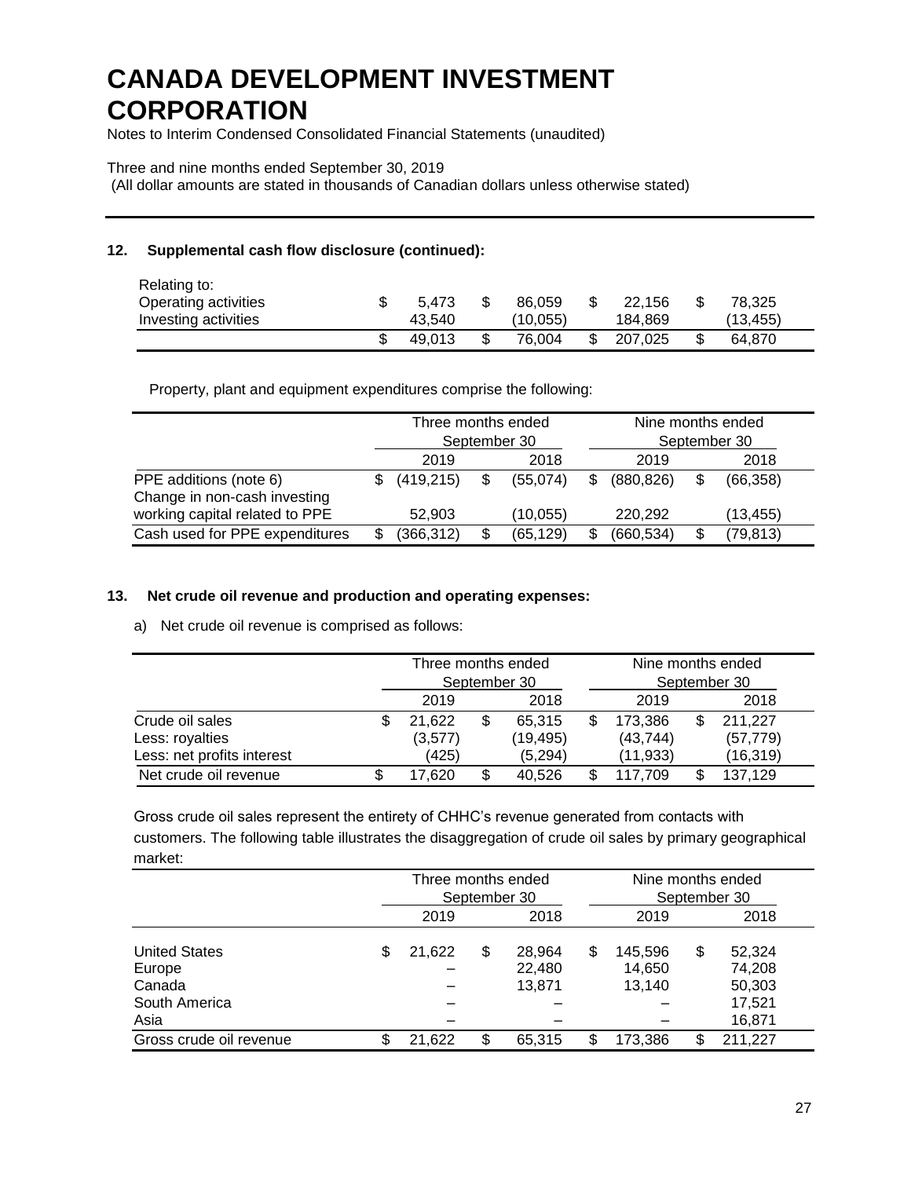# CANADA DEVELOPMENT INVESTMENT CORPORATION

Notes to Interim Condensed Consolidated Financial Statements (unaudited)

Three and nine months ended September 30, 2019
(All dollar amounts are stated in thousands of Canadian dollars unless otherwise stated)

**12. Supplemental cash flow disclosure (continued):**

| Relating to: | | | | |
|---|---|---|---|---|
| Operating activities | $ 5,473 | $ 86,059 | $ 22,156 | $ 78,325 |
| Investing activities | 43,540 | (10,055) | 184,869 | (13,455) |
| | $ 49,013 | $ 76,004 | $ 207,025 | $ 64,870 |

Property, plant and equipment expenditures comprise the following:

| | Three months ended September 30 | | Nine months ended September 30 | |
|---|---|---|---|---|
| | 2019 | 2018 | 2019 | 2018 |
| PPE additions (note 6) | $ (419,215) | $ (55,074) | $ (880,826) | $ (66,358) |
| Change in non-cash investing working capital related to PPE | 52,903 | (10,055) | 220,292 | (13,455) |
| Cash used for PPE expenditures | $ (366,312) | $ (65,129) | $ (660,534) | $ (79,813) |

**13. Net crude oil revenue and production and operating expenses:**

a) Net crude oil revenue is comprised as follows:

| | Three months ended September 30 | | Nine months ended September 30 | |
|---|---|---|---|---|
| | 2019 | 2018 | 2019 | 2018 |
| Crude oil sales | $ 21,622 | $ 65,315 | $ 173,386 | $ 211,227 |
| Less: royalties | (3,577) | (19,495) | (43,744) | (57,779) |
| Less: net profits interest | (425) | (5,294) | (11,933) | (16,319) |
| Net crude oil revenue | $ 17,620 | $ 40,526 | $ 117,709 | $ 137,129 |

Gross crude oil sales represent the entirety of CHHC's revenue generated from contacts with customers. The following table illustrates the disaggregation of crude oil sales by primary geographical market:

| | Three months ended September 30 | | Nine months ended September 30 | |
|---|---|---|---|---|
| | 2019 | 2018 | 2019 | 2018 |
| United States | $ 21,622 | $ 28,964 | $ 145,596 | $ 52,324 |
| Europe | – | 22,480 | 14,650 | 74,208 |
| Canada | – | 13,871 | 13,140 | 50,303 |
| South America | – | – | – | 17,521 |
| Asia | – | – | – | 16,871 |
| Gross crude oil revenue | $ 21,622 | $ 65,315 | $ 173,386 | $ 211,227 |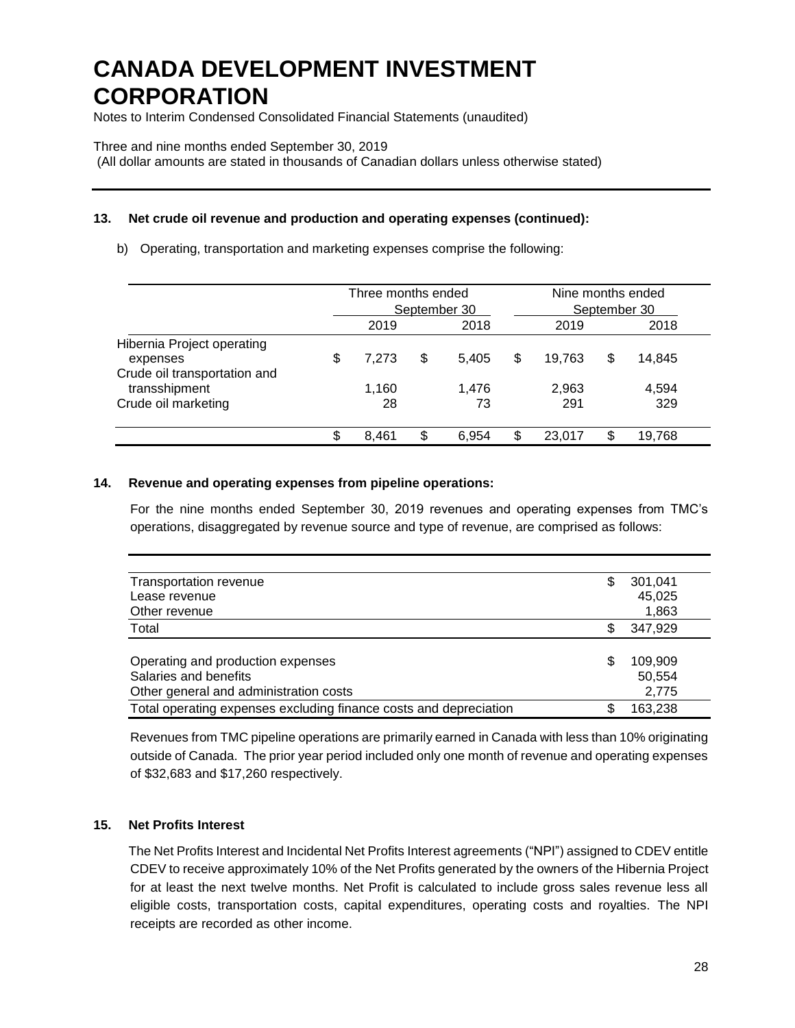# CANADA DEVELOPMENT INVESTMENT CORPORATION

Notes to Interim Condensed Consolidated Financial Statements (unaudited)

Three and nine months ended September 30, 2019
(All dollar amounts are stated in thousands of Canadian dollars unless otherwise stated)

**13. Net crude oil revenue and production and operating expenses (continued):**

b) Operating, transportation and marketing expenses comprise the following:

| | Three months ended September 30 | | Nine months ended September 30 | |
|---|---|---|---|---|
| | 2019 | 2018 | 2019 | 2018 |
| Hibernia Project operating expenses | $ 7,273 | $ 5,405 | $ 19,763 | $ 14,845 |
| Crude oil transportation and transshipment | 1,160 | 1,476 | 2,963 | 4,594 |
| Crude oil marketing | 28 | 73 | 291 | 329 |
| | $ 8,461 | $ 6,954 | $ 23,017 | $ 19,768 |

**14. Revenue and operating expenses from pipeline operations:**

For the nine months ended September 30, 2019 revenues and operating expenses from TMC's operations, disaggregated by revenue source and type of revenue, are comprised as follows:

| | |
|---|---|
| Transportation revenue | $ 301,041 |
| Lease revenue | 45,025 |
| Other revenue | 1,863 |
| Total | $ 347,929 |
| | |
| Operating and production expenses | $ 109,909 |
| Salaries and benefits | 50,554 |
| Other general and administration costs | 2,775 |
| Total operating expenses excluding finance costs and depreciation | $ 163,238 |

Revenues from TMC pipeline operations are primarily earned in Canada with less than 10% originating outside of Canada. The prior year period included only one month of revenue and operating expenses of $32,683 and $17,260 respectively.

**15. Net Profits Interest**

The Net Profits Interest and Incidental Net Profits Interest agreements ("NPI") assigned to CDEV entitle CDEV to receive approximately 10% of the Net Profits generated by the owners of the Hibernia Project for at least the next twelve months. Net Profit is calculated to include gross sales revenue less all eligible costs, transportation costs, capital expenditures, operating costs and royalties. The NPI receipts are recorded as other income.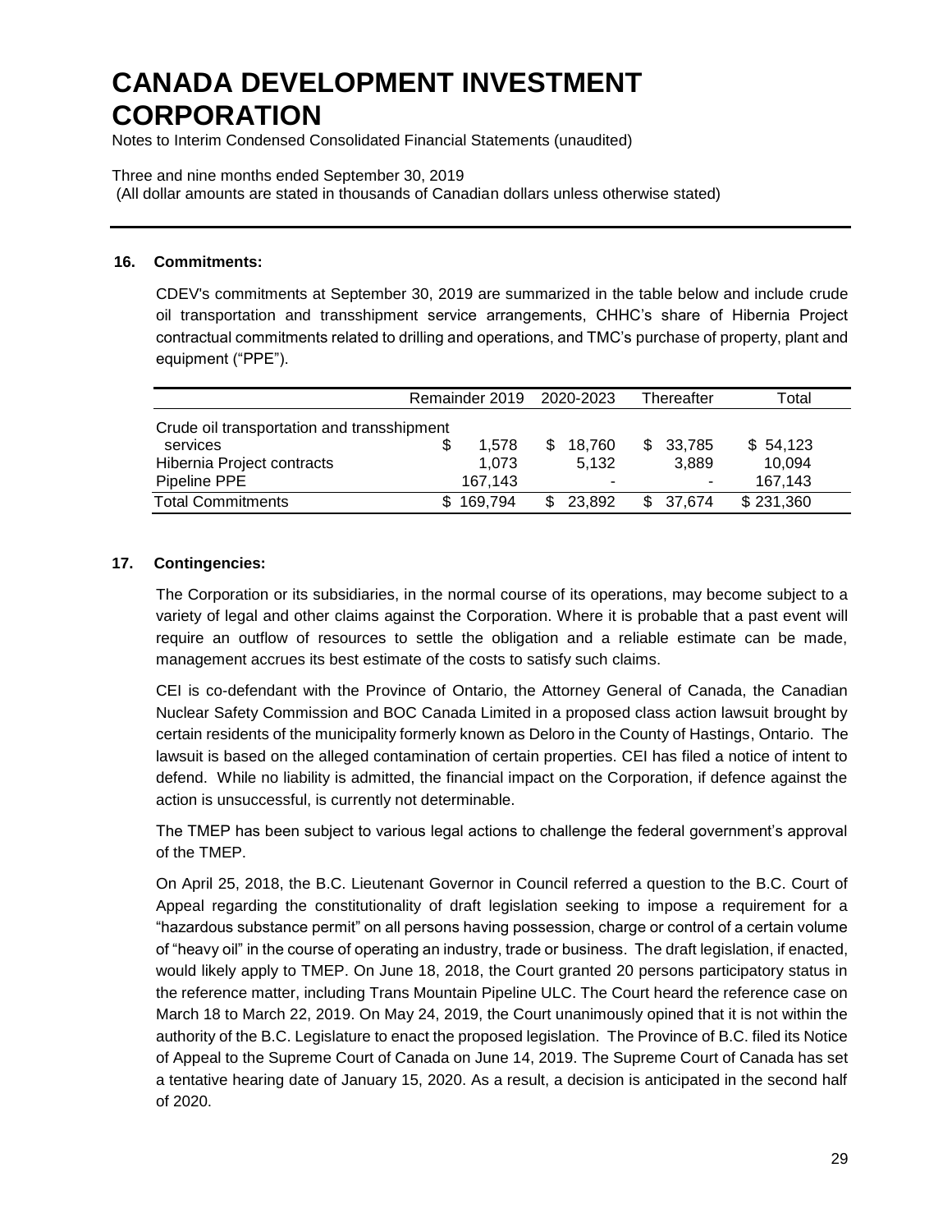## 16. Commitments:

CDEV's commitments at September 30, 2019 are summarized in the table below and include crude oil transportation and transshipment service arrangements, CHHC's share of Hibernia Project contractual commitments related to drilling and operations, and TMC's purchase of property, plant and equipment ("PPE").

| | Remainder 2019 | 2020-2023 | Thereafter | Total |
|---|---|---|---|---|
| Crude oil transportation and transshipment services | $ 1,578 | $ 18,760 | $ 33,785 | $ 54,123 |
| Hibernia Project contracts | 1,073 | 5,132 | 3,889 | 10,094 |
| Pipeline PPE | 167,143 | - | - | 167,143 |
| Total Commitments | $ 169,794 | $ 23,892 | $ 37,674 | $ 231,360 |

## 17. Contingencies:

The Corporation or its subsidiaries, in the normal course of its operations, may become subject to a variety of legal and other claims against the Corporation. Where it is probable that a past event will require an outflow of resources to settle the obligation and a reliable estimate can be made, management accrues its best estimate of the costs to satisfy such claims.

CEI is co-defendant with the Province of Ontario, the Attorney General of Canada, the Canadian Nuclear Safety Commission and BOC Canada Limited in a proposed class action lawsuit brought by certain residents of the municipality formerly known as Deloro in the County of Hastings, Ontario. The lawsuit is based on the alleged contamination of certain properties. CEI has filed a notice of intent to defend. While no liability is admitted, the financial impact on the Corporation, if defence against the action is unsuccessful, is currently not determinable.

The TMEP has been subject to various legal actions to challenge the federal government's approval of the TMEP.

On April 25, 2018, the B.C. Lieutenant Governor in Council referred a question to the B.C. Court of Appeal regarding the constitutionality of draft legislation seeking to impose a requirement for a "hazardous substance permit" on all persons having possession, charge or control of a certain volume of "heavy oil" in the course of operating an industry, trade or business. The draft legislation, if enacted, would likely apply to TMEP. On June 18, 2018, the Court granted 20 persons participatory status in the reference matter, including Trans Mountain Pipeline ULC. The Court heard the reference case on March 18 to March 22, 2019. On May 24, 2019, the Court unanimously opined that it is not within the authority of the B.C. Legislature to enact the proposed legislation. The Province of B.C. filed its Notice of Appeal to the Supreme Court of Canada on June 14, 2019. The Supreme Court of Canada has set a tentative hearing date of January 15, 2020. As a result, a decision is anticipated in the second half of 2020.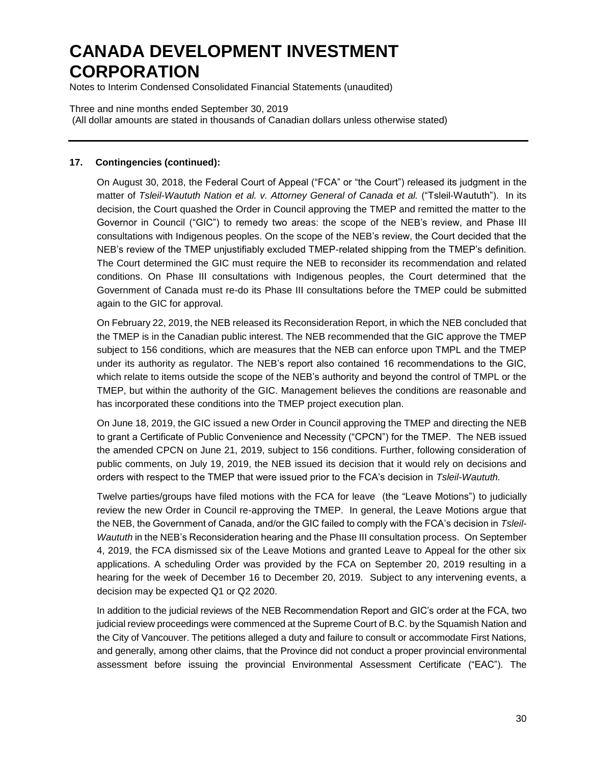**17. Contingencies (continued):**

On August 30, 2018, the Federal Court of Appeal ("FCA" or "the Court") released its judgment in the matter of *Tsleil-Waututh Nation et al. v. Attorney General of Canada et al.* ("Tsleil-Waututh"). In its decision, the Court quashed the Order in Council approving the TMEP and remitted the matter to the Governor in Council ("GIC") to remedy two areas: the scope of the NEB's review, and Phase III consultations with Indigenous peoples. On the scope of the NEB's review, the Court decided that the NEB's review of the TMEP unjustifiably excluded TMEP-related shipping from the TMEP's definition. The Court determined the GIC must require the NEB to reconsider its recommendation and related conditions. On Phase III consultations with Indigenous peoples, the Court determined that the Government of Canada must re-do its Phase III consultations before the TMEP could be submitted again to the GIC for approval.

On February 22, 2019, the NEB released its Reconsideration Report, in which the NEB concluded that the TMEP is in the Canadian public interest. The NEB recommended that the GIC approve the TMEP subject to 156 conditions, which are measures that the NEB can enforce upon TMPL and the TMEP under its authority as regulator. The NEB's report also contained 16 recommendations to the GIC, which relate to items outside the scope of the NEB's authority and beyond the control of TMPL or the TMEP, but within the authority of the GIC. Management believes the conditions are reasonable and has incorporated these conditions into the TMEP project execution plan.

On June 18, 2019, the GIC issued a new Order in Council approving the TMEP and directing the NEB to grant a Certificate of Public Convenience and Necessity ("CPCN") for the TMEP. The NEB issued the amended CPCN on June 21, 2019, subject to 156 conditions. Further, following consideration of public comments, on July 19, 2019, the NEB issued its decision that it would rely on decisions and orders with respect to the TMEP that were issued prior to the FCA's decision in *Tsleil-Waututh.*

Twelve parties/groups have filed motions with the FCA for leave (the "Leave Motions") to judicially review the new Order in Council re-approving the TMEP. In general, the Leave Motions argue that the NEB, the Government of Canada, and/or the GIC failed to comply with the FCA's decision in *Tsleil-Waututh* in the NEB's Reconsideration hearing and the Phase III consultation process. On September 4, 2019, the FCA dismissed six of the Leave Motions and granted Leave to Appeal for the other six applications. A scheduling Order was provided by the FCA on September 20, 2019 resulting in a hearing for the week of December 16 to December 20, 2019. Subject to any intervening events, a decision may be expected Q1 or Q2 2020.

In addition to the judicial reviews of the NEB Recommendation Report and GIC's order at the FCA, two judicial review proceedings were commenced at the Supreme Court of B.C. by the Squamish Nation and the City of Vancouver. The petitions alleged a duty and failure to consult or accommodate First Nations, and generally, among other claims, that the Province did not conduct a proper provincial environmental assessment before issuing the provincial Environmental Assessment Certificate ("EAC"). The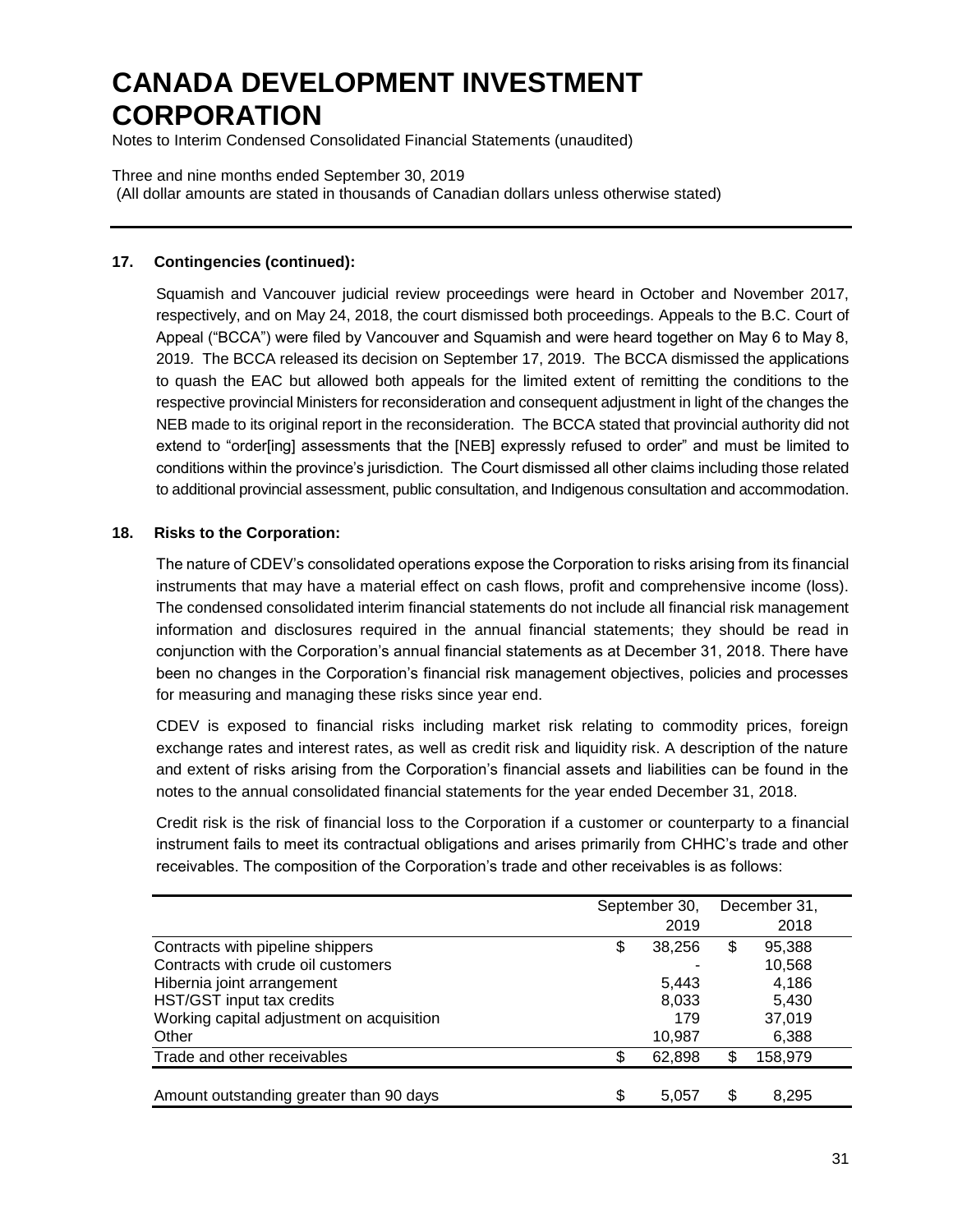# CANADA DEVELOPMENT INVESTMENT CORPORATION

Notes to Interim Condensed Consolidated Financial Statements (unaudited)

Three and nine months ended September 30, 2019
(All dollar amounts are stated in thousands of Canadian dollars unless otherwise stated)

**17. Contingencies (continued):**

Squamish and Vancouver judicial review proceedings were heard in October and November 2017, respectively, and on May 24, 2018, the court dismissed both proceedings. Appeals to the B.C. Court of Appeal ("BCCA") were filed by Vancouver and Squamish and were heard together on May 6 to May 8, 2019. The BCCA released its decision on September 17, 2019. The BCCA dismissed the applications to quash the EAC but allowed both appeals for the limited extent of remitting the conditions to the respective provincial Ministers for reconsideration and consequent adjustment in light of the changes the NEB made to its original report in the reconsideration. The BCCA stated that provincial authority did not extend to "order[ing] assessments that the [NEB] expressly refused to order" and must be limited to conditions within the province's jurisdiction. The Court dismissed all other claims including those related to additional provincial assessment, public consultation, and Indigenous consultation and accommodation.

**18. Risks to the Corporation:**

The nature of CDEV's consolidated operations expose the Corporation to risks arising from its financial instruments that may have a material effect on cash flows, profit and comprehensive income (loss). The condensed consolidated interim financial statements do not include all financial risk management information and disclosures required in the annual financial statements; they should be read in conjunction with the Corporation's annual financial statements as at December 31, 2018. There have been no changes in the Corporation's financial risk management objectives, policies and processes for measuring and managing these risks since year end.

CDEV is exposed to financial risks including market risk relating to commodity prices, foreign exchange rates and interest rates, as well as credit risk and liquidity risk. A description of the nature and extent of risks arising from the Corporation's financial assets and liabilities can be found in the notes to the annual consolidated financial statements for the year ended December 31, 2018.

Credit risk is the risk of financial loss to the Corporation if a customer or counterparty to a financial instrument fails to meet its contractual obligations and arises primarily from CHHC's trade and other receivables. The composition of the Corporation's trade and other receivables is as follows:

| | September 30, 2019 | December 31, 2018 |
|---|---|---|
| Contracts with pipeline shippers | $ 38,256 | $ 95,388 |
| Contracts with crude oil customers | - | 10,568 |
| Hibernia joint arrangement | 5,443 | 4,186 |
| HST/GST input tax credits | 8,033 | 5,430 |
| Working capital adjustment on acquisition | 179 | 37,019 |
| Other | 10,987 | 6,388 |
| Trade and other receivables | $ 62,898 | $ 158,979 |
| | | |
| Amount outstanding greater than 90 days | $ 5,057 | $ 8,295 |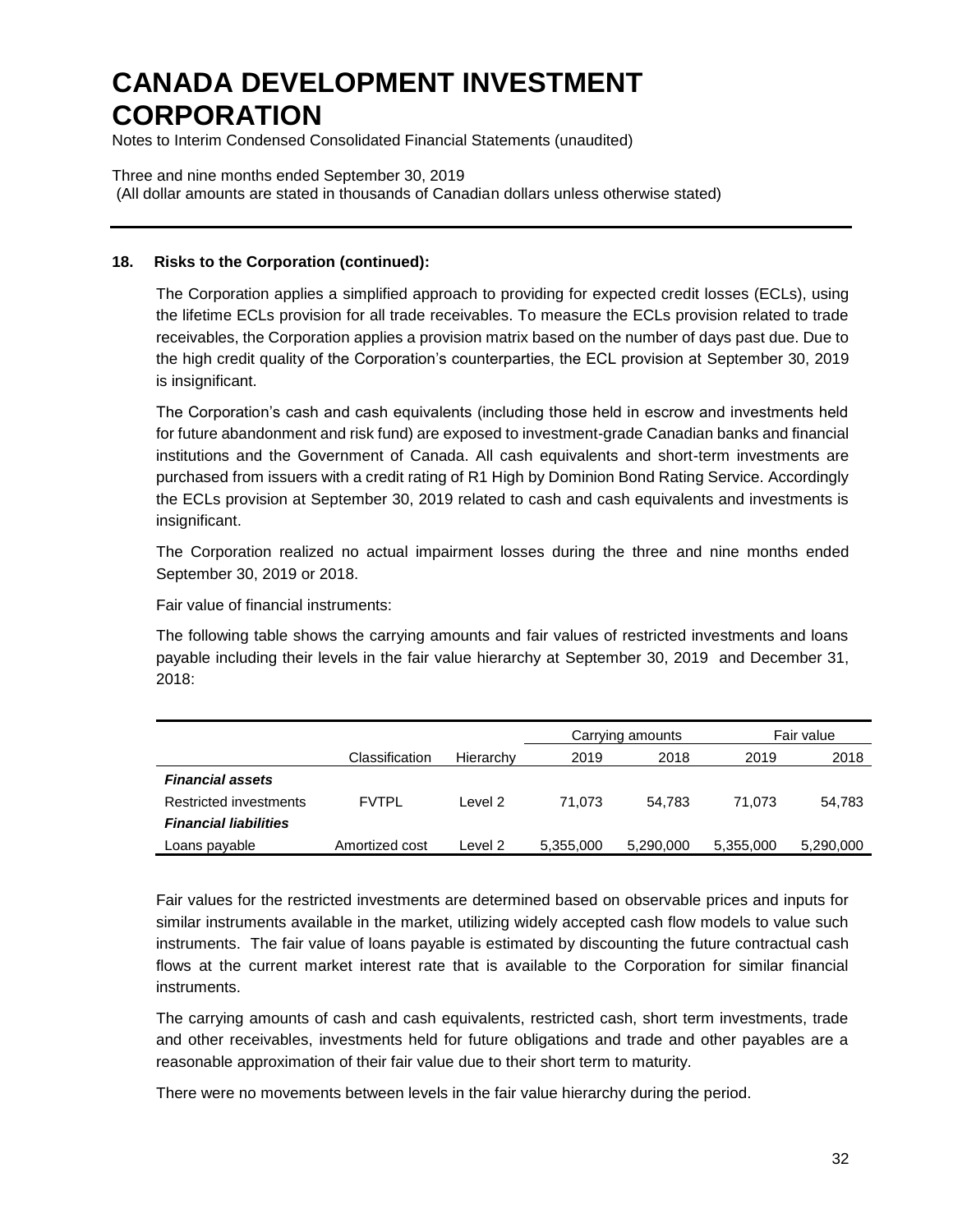# CANADA DEVELOPMENT INVESTMENT CORPORATION

Notes to Interim Condensed Consolidated Financial Statements (unaudited)

Three and nine months ended September 30, 2019
(All dollar amounts are stated in thousands of Canadian dollars unless otherwise stated)

### 18. Risks to the Corporation (continued):

The Corporation applies a simplified approach to providing for expected credit losses (ECLs), using the lifetime ECLs provision for all trade receivables. To measure the ECLs provision related to trade receivables, the Corporation applies a provision matrix based on the number of days past due. Due to the high credit quality of the Corporation's counterparties, the ECL provision at September 30, 2019 is insignificant.

The Corporation's cash and cash equivalents (including those held in escrow and investments held for future abandonment and risk fund) are exposed to investment-grade Canadian banks and financial institutions and the Government of Canada. All cash equivalents and short-term investments are purchased from issuers with a credit rating of R1 High by Dominion Bond Rating Service. Accordingly the ECLs provision at September 30, 2019 related to cash and cash equivalents and investments is insignificant.

The Corporation realized no actual impairment losses during the three and nine months ended September 30, 2019 or 2018.

Fair value of financial instruments:

The following table shows the carrying amounts and fair values of restricted investments and loans payable including their levels in the fair value hierarchy at September 30, 2019 and December 31, 2018:

| | | | Carrying amounts | | Fair value | |
|---|---|---|---|---|---|---|
| | Classification | Hierarchy | 2019 | 2018 | 2019 | 2018 |
| ***Financial assets*** | | | | | | |
| Restricted investments | FVTPL | Level 2 | 71,073 | 54,783 | 71,073 | 54,783 |
| ***Financial liabilities*** | | | | | | |
| Loans payable | Amortized cost | Level 2 | 5,355,000 | 5,290,000 | 5,355,000 | 5,290,000 |

Fair values for the restricted investments are determined based on observable prices and inputs for similar instruments available in the market, utilizing widely accepted cash flow models to value such instruments. The fair value of loans payable is estimated by discounting the future contractual cash flows at the current market interest rate that is available to the Corporation for similar financial instruments.

The carrying amounts of cash and cash equivalents, restricted cash, short term investments, trade and other receivables, investments held for future obligations and trade and other payables are a reasonable approximation of their fair value due to their short term to maturity.

There were no movements between levels in the fair value hierarchy during the period.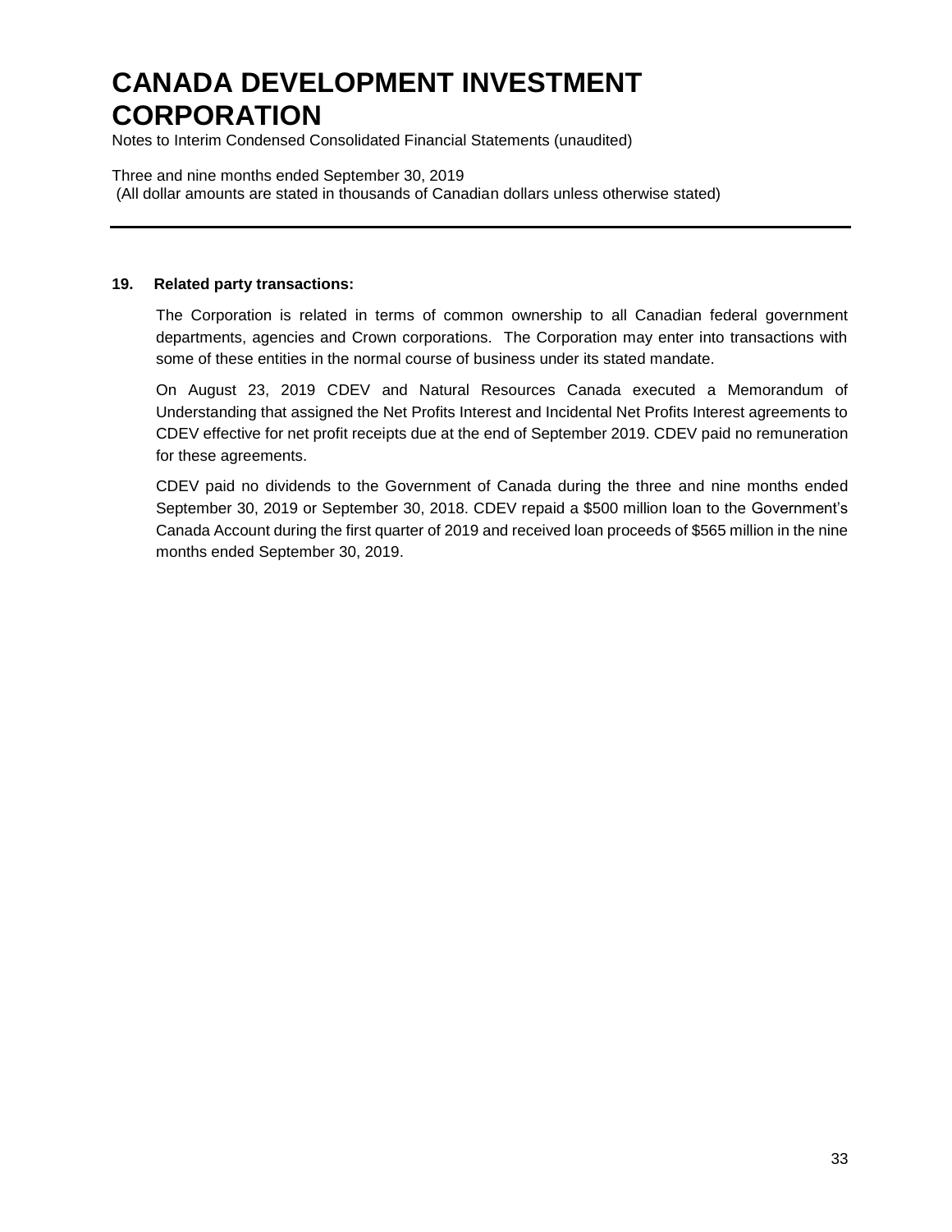## 19. Related party transactions:

The Corporation is related in terms of common ownership to all Canadian federal government departments, agencies and Crown corporations. The Corporation may enter into transactions with some of these entities in the normal course of business under its stated mandate.

On August 23, 2019 CDEV and Natural Resources Canada executed a Memorandum of Understanding that assigned the Net Profits Interest and Incidental Net Profits Interest agreements to CDEV effective for net profit receipts due at the end of September 2019. CDEV paid no remuneration for these agreements.

CDEV paid no dividends to the Government of Canada during the three and nine months ended September 30, 2019 or September 30, 2018. CDEV repaid a $500 million loan to the Government's Canada Account during the first quarter of 2019 and received loan proceeds of $565 million in the nine months ended September 30, 2019.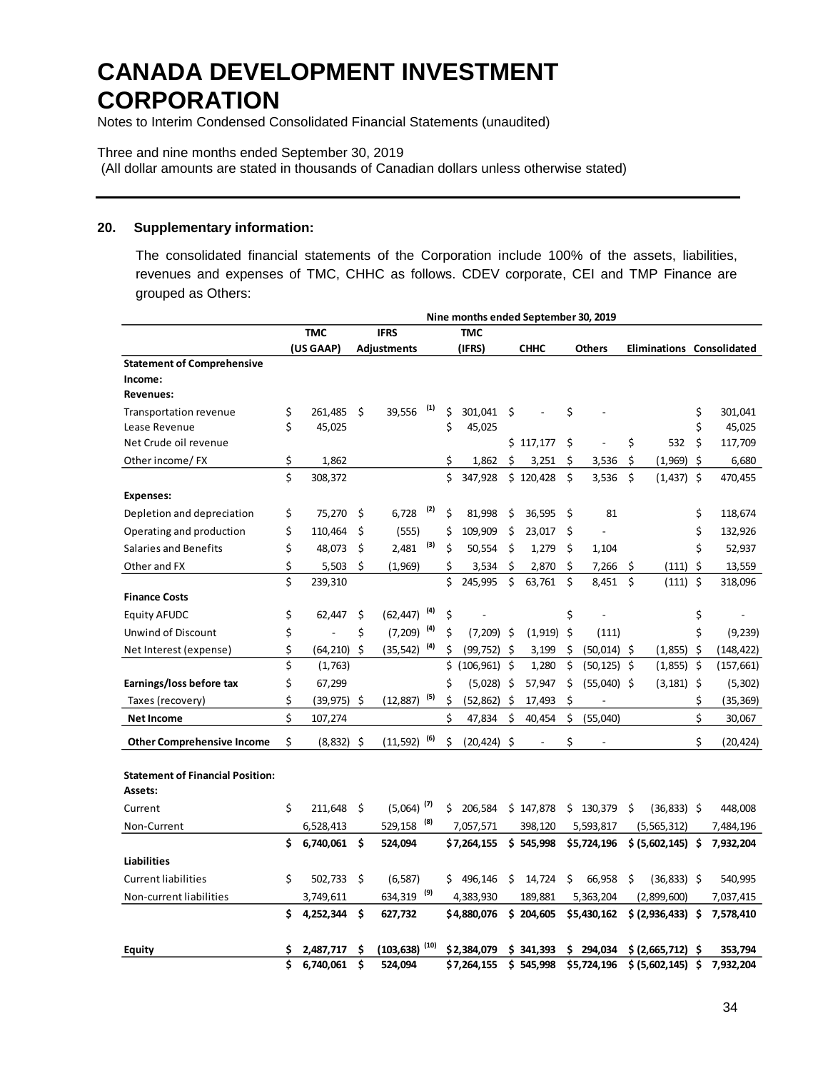# CANADA DEVELOPMENT INVESTMENT CORPORATION

Notes to Interim Condensed Consolidated Financial Statements (unaudited)

Three and nine months ended September 30, 2019
(All dollar amounts are stated in thousands of Canadian dollars unless otherwise stated)

## 20. Supplementary information:

The consolidated financial statements of the Corporation include 100% of the assets, liabilities, revenues and expenses of TMC, CHHC as follows. CDEV corporate, CEI and TMP Finance are grouped as Others:

| | Nine months ended September 30, 2019 | | | | | | |
|---|---|---|---|---|---|---|---|
| | TMC (US GAAP) | IFRS Adjustments | TMC (IFRS) | CHHC | Others | Eliminations | Consolidated |
| **Statement of Comprehensive Income:** | | | | | | | |
| **Revenues:** | | | | | | | |
| Transportation revenue | $ 261,485 | $ 39,556 (1) | $ 301,041 | $ - | $ - | | $ 301,041 |
| Lease Revenue | $ 45,025 | | $ 45,025 | | | | $ 45,025 |
| Net Crude oil revenue | | | | $ 117,177 | $ - | $ 532 | $ 117,709 |
| Other income/ FX | $ 1,862 | | $ 1,862 | $ 3,251 | $ 3,536 | $ (1,969) | $ 6,680 |
| | $ 308,372 | | $ 347,928 | $ 120,428 | $ 3,536 | $ (1,437) | $ 470,455 |
| **Expenses:** | | | | | | | |
| Depletion and depreciation | $ 75,270 | $ 6,728 (2) | $ 81,998 | $ 36,595 | $ 81 | | $ 118,674 |
| Operating and production | $ 110,464 | $ (555) | $ 109,909 | $ 23,017 | $ - | | $ 132,926 |
| Salaries and Benefits | $ 48,073 | $ 2,481 (3) | $ 50,554 | $ 1,279 | $ 1,104 | | $ 52,937 |
| Other and FX | $ 5,503 | $ (1,969) | $ 3,534 | $ 2,870 | $ 7,266 | $ (111) | $ 13,559 |
| | $ 239,310 | | $ 245,995 | $ 63,761 | $ 8,451 | $ (111) | $ 318,096 |
| **Finance Costs** | | | | | | | |
| Equity AFUDC | $ 62,447 | $ (62,447) (4) | $ - | | $ - | | $ - |
| Unwind of Discount | $ - | $ (7,209) (4) | $ (7,209) | $ (1,919) | $ (111) | | $ (9,239) |
| Net Interest (expense) | $ (64,210) | $ (35,542) (4) | $ (99,752) | $ 3,199 | $ (50,014) | $ (1,855) | $ (148,422) |
| | $ (1,763) | | $ (106,961) | $ 1,280 | $ (50,125) | $ (1,855) | $ (157,661) |
| **Earnings/loss before tax** | $ 67,299 | | $ (5,028) | $ 57,947 | $ (55,040) | $ (3,181) | $ (5,302) |
| Taxes (recovery) | $ (39,975) | $ (12,887) (5) | $ (52,862) | $ 17,493 | $ - | | $ (35,369) |
| **Net Income** | $ 107,274 | | $ 47,834 | $ 40,454 | $ (55,040) | | $ 30,067 |
| **Other Comprehensive Income** | $ (8,832) | $ (11,592) (6) | $ (20,424) | $ - | $ - | | $ (20,424) |
| | | | | | | | |
| **Statement of Financial Position:** | | | | | | | |
| **Assets:** | | | | | | | |
| Current | $ 211,648 | $ (5,064) (7) | $ 206,584 | $ 147,878 | $ 130,379 | $ (36,833) | $ 448,008 |
| Non-Current | 6,528,413 | 529,158 (8) | 7,057,571 | 398,120 | 5,593,817 | (5,565,312) | 7,484,196 |
| | **$ 6,740,061** | **$ 524,094** | **$ 7,264,155** | **$ 545,998** | **$ 5,724,196** | **$ (5,602,145)** | **$ 7,932,204** |
| **Liabilities** | | | | | | | |
| Current liabilities | $ 502,733 | $ (6,587) | $ 496,146 | $ 14,724 | $ 66,958 | $ (36,833) | $ 540,995 |
| Non-current liabilities | 3,749,611 | 634,319 (9) | 4,383,930 | 189,881 | 5,363,204 | (2,899,600) | 7,037,415 |
| | **$ 4,252,344** | **$ 627,732** | **$ 4,880,076** | **$ 204,605** | **$ 5,430,162** | **$ (2,936,433)** | **$ 7,578,410** |
| | | | | | | | |
| **Equity** | **$ 2,487,717** | **$ (103,638) (10)** | **$ 2,384,079** | **$ 341,393** | **$ 294,034** | **$ (2,665,712)** | **$ 353,794** |
| | **$ 6,740,061** | **$ 524,094** | **$ 7,264,155** | **$ 545,998** | **$ 5,724,196** | **$ (5,602,145)** | **$ 7,932,204** |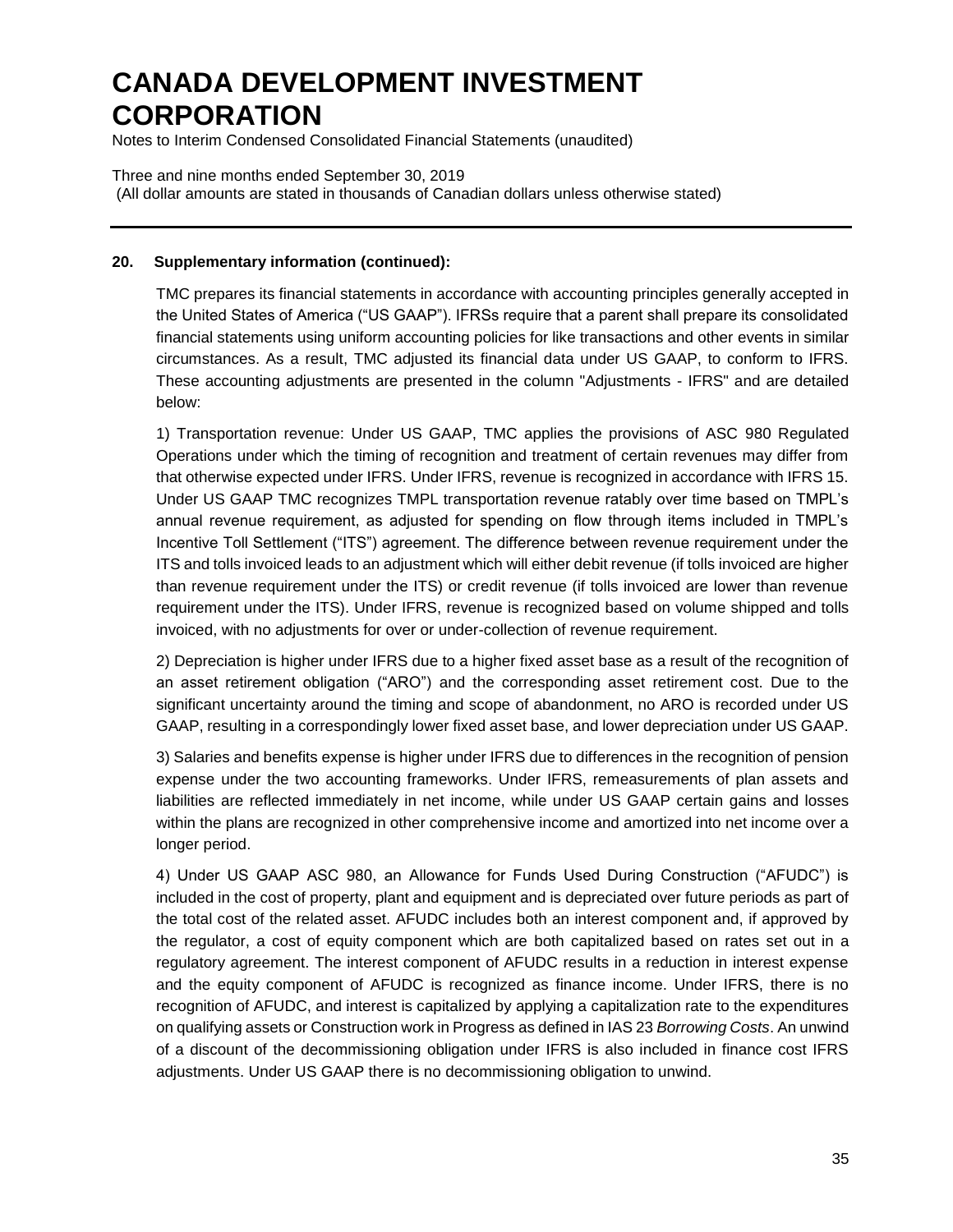### 20. Supplementary information (continued):

TMC prepares its financial statements in accordance with accounting principles generally accepted in the United States of America ("US GAAP"). IFRSs require that a parent shall prepare its consolidated financial statements using uniform accounting policies for like transactions and other events in similar circumstances. As a result, TMC adjusted its financial data under US GAAP, to conform to IFRS. These accounting adjustments are presented in the column "Adjustments - IFRS" and are detailed below:

1) Transportation revenue: Under US GAAP, TMC applies the provisions of ASC 980 Regulated Operations under which the timing of recognition and treatment of certain revenues may differ from that otherwise expected under IFRS. Under IFRS, revenue is recognized in accordance with IFRS 15. Under US GAAP TMC recognizes TMPL transportation revenue ratably over time based on TMPL's annual revenue requirement, as adjusted for spending on flow through items included in TMPL's Incentive Toll Settlement ("ITS") agreement. The difference between revenue requirement under the ITS and tolls invoiced leads to an adjustment which will either debit revenue (if tolls invoiced are higher than revenue requirement under the ITS) or credit revenue (if tolls invoiced are lower than revenue requirement under the ITS). Under IFRS, revenue is recognized based on volume shipped and tolls invoiced, with no adjustments for over or under-collection of revenue requirement.

2) Depreciation is higher under IFRS due to a higher fixed asset base as a result of the recognition of an asset retirement obligation ("ARO") and the corresponding asset retirement cost. Due to the significant uncertainty around the timing and scope of abandonment, no ARO is recorded under US GAAP, resulting in a correspondingly lower fixed asset base, and lower depreciation under US GAAP.

3) Salaries and benefits expense is higher under IFRS due to differences in the recognition of pension expense under the two accounting frameworks. Under IFRS, remeasurements of plan assets and liabilities are reflected immediately in net income, while under US GAAP certain gains and losses within the plans are recognized in other comprehensive income and amortized into net income over a longer period.

4) Under US GAAP ASC 980, an Allowance for Funds Used During Construction ("AFUDC") is included in the cost of property, plant and equipment and is depreciated over future periods as part of the total cost of the related asset. AFUDC includes both an interest component and, if approved by the regulator, a cost of equity component which are both capitalized based on rates set out in a regulatory agreement. The interest component of AFUDC results in a reduction in interest expense and the equity component of AFUDC is recognized as finance income. Under IFRS, there is no recognition of AFUDC, and interest is capitalized by applying a capitalization rate to the expenditures on qualifying assets or Construction work in Progress as defined in IAS 23 *Borrowing Costs*. An unwind of a discount of the decommissioning obligation under IFRS is also included in finance cost IFRS adjustments. Under US GAAP there is no decommissioning obligation to unwind.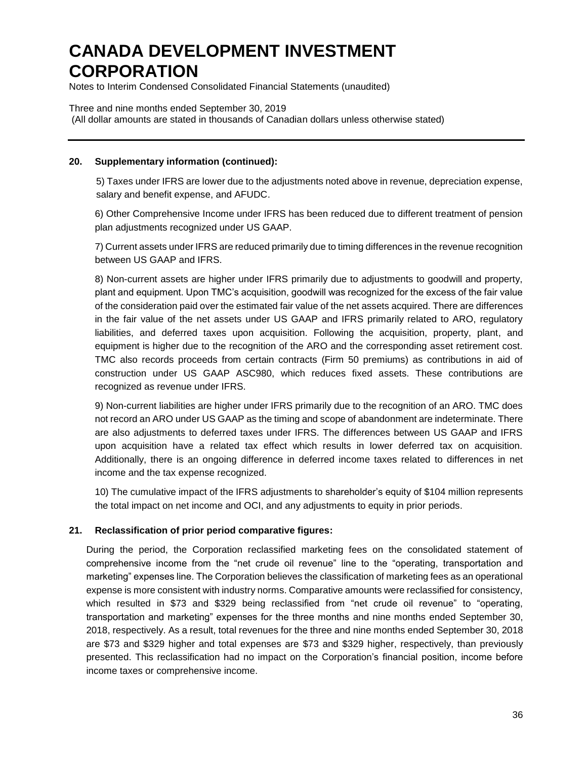## 20. Supplementary information (continued):

5) Taxes under IFRS are lower due to the adjustments noted above in revenue, depreciation expense, salary and benefit expense, and AFUDC.

6) Other Comprehensive Income under IFRS has been reduced due to different treatment of pension plan adjustments recognized under US GAAP.

7) Current assets under IFRS are reduced primarily due to timing differences in the revenue recognition between US GAAP and IFRS.

8) Non-current assets are higher under IFRS primarily due to adjustments to goodwill and property, plant and equipment. Upon TMC's acquisition, goodwill was recognized for the excess of the fair value of the consideration paid over the estimated fair value of the net assets acquired. There are differences in the fair value of the net assets under US GAAP and IFRS primarily related to ARO, regulatory liabilities, and deferred taxes upon acquisition. Following the acquisition, property, plant, and equipment is higher due to the recognition of the ARO and the corresponding asset retirement cost. TMC also records proceeds from certain contracts (Firm 50 premiums) as contributions in aid of construction under US GAAP ASC980, which reduces fixed assets. These contributions are recognized as revenue under IFRS.

9) Non-current liabilities are higher under IFRS primarily due to the recognition of an ARO. TMC does not record an ARO under US GAAP as the timing and scope of abandonment are indeterminate. There are also adjustments to deferred taxes under IFRS. The differences between US GAAP and IFRS upon acquisition have a related tax effect which results in lower deferred tax on acquisition. Additionally, there is an ongoing difference in deferred income taxes related to differences in net income and the tax expense recognized.

10) The cumulative impact of the IFRS adjustments to shareholder's equity of $104 million represents the total impact on net income and OCI, and any adjustments to equity in prior periods.

## 21. Reclassification of prior period comparative figures:

During the period, the Corporation reclassified marketing fees on the consolidated statement of comprehensive income from the "net crude oil revenue" line to the "operating, transportation and marketing" expenses line. The Corporation believes the classification of marketing fees as an operational expense is more consistent with industry norms. Comparative amounts were reclassified for consistency, which resulted in $73 and $329 being reclassified from "net crude oil revenue" to "operating, transportation and marketing" expenses for the three months and nine months ended September 30, 2018, respectively. As a result, total revenues for the three and nine months ended September 30, 2018 are $73 and $329 higher and total expenses are $73 and $329 higher, respectively, than previously presented. This reclassification had no impact on the Corporation's financial position, income before income taxes or comprehensive income.